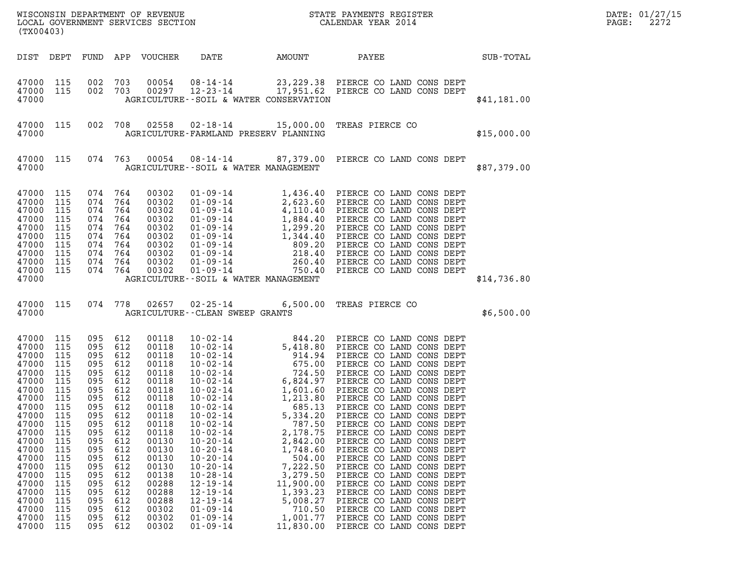WISCONSIN DEPARTMENT OF REVENUE
LOCAL GOVERNMENT SERVICES SECTION
(TX00403)

STATE PAYMENTS REGISTER
CALENDAR YEAR 2014

DATE: 01/27/15
PAGE: 2272

| DIST | DEPT | FUND | APP | VOUCHER | DATE | AMOUNT | PAYEE | SUB-TOTAL |
|---|---|---|---|---|---|---|---|---|
| 47000 | 115 | 002 | 703 | 00054 | 08-14-14 | 23,229.38 | PIERCE CO LAND CONS DEPT | |
| 47000 | 115 | 002 | 703 | 00297 | 12-23-14 | 17,951.62 | PIERCE CO LAND CONS DEPT | |
| 47000 | | | | | AGRICULTURE--SOIL & WATER CONSERVATION | | | $41,181.00 |
| 47000 | 115 | 002 | 708 | 02558 | 02-18-14 | 15,000.00 | TREAS PIERCE CO | |
| 47000 | | | | | AGRICULTURE-FARMLAND PRESERV PLANNING | | | $15,000.00 |
| 47000 | 115 | 074 | 763 | 00054 | 08-14-14 | 87,379.00 | PIERCE CO LAND CONS DEPT | |
| 47000 | | | | | AGRICULTURE--SOIL & WATER MANAGEMENT | | | $87,379.00 |
| 47000 | 115 | 074 | 764 | 00302 | 01-09-14 | 1,436.40 | PIERCE CO LAND CONS DEPT | |
| 47000 | 115 | 074 | 764 | 00302 | 01-09-14 | 2,623.60 | PIERCE CO LAND CONS DEPT | |
| 47000 | 115 | 074 | 764 | 00302 | 01-09-14 | 4,110.40 | PIERCE CO LAND CONS DEPT | |
| 47000 | 115 | 074 | 764 | 00302 | 01-09-14 | 1,884.40 | PIERCE CO LAND CONS DEPT | |
| 47000 | 115 | 074 | 764 | 00302 | 01-09-14 | 1,299.20 | PIERCE CO LAND CONS DEPT | |
| 47000 | 115 | 074 | 764 | 00302 | 01-09-14 | 1,344.40 | PIERCE CO LAND CONS DEPT | |
| 47000 | 115 | 074 | 764 | 00302 | 01-09-14 | 809.20 | PIERCE CO LAND CONS DEPT | |
| 47000 | 115 | 074 | 764 | 00302 | 01-09-14 | 218.40 | PIERCE CO LAND CONS DEPT | |
| 47000 | 115 | 074 | 764 | 00302 | 01-09-14 | 260.40 | PIERCE CO LAND CONS DEPT | |
| 47000 | 115 | 074 | 764 | 00302 | 01-09-14 | 750.40 | PIERCE CO LAND CONS DEPT | |
| 47000 | | | | | AGRICULTURE--SOIL & WATER MANAGEMENT | | | $14,736.80 |
| 47000 | 115 | 074 | 778 | 02657 | 02-25-14 | 6,500.00 | TREAS PIERCE CO | |
| 47000 | | | | | AGRICULTURE--CLEAN SWEEP GRANTS | | | $6,500.00 |
| 47000 | 115 | 095 | 612 | 00118 | 10-02-14 | 844.20 | PIERCE CO LAND CONS DEPT | |
| 47000 | 115 | 095 | 612 | 00118 | 10-02-14 | 5,418.80 | PIERCE CO LAND CONS DEPT | |
| 47000 | 115 | 095 | 612 | 00118 | 10-02-14 | 914.94 | PIERCE CO LAND CONS DEPT | |
| 47000 | 115 | 095 | 612 | 00118 | 10-02-14 | 675.00 | PIERCE CO LAND CONS DEPT | |
| 47000 | 115 | 095 | 612 | 00118 | 10-02-14 | 724.50 | PIERCE CO LAND CONS DEPT | |
| 47000 | 115 | 095 | 612 | 00118 | 10-02-14 | 6,824.97 | PIERCE CO LAND CONS DEPT | |
| 47000 | 115 | 095 | 612 | 00118 | 10-02-14 | 1,601.60 | PIERCE CO LAND CONS DEPT | |
| 47000 | 115 | 095 | 612 | 00118 | 10-02-14 | 1,213.80 | PIERCE CO LAND CONS DEPT | |
| 47000 | 115 | 095 | 612 | 00118 | 10-02-14 | 685.13 | PIERCE CO LAND CONS DEPT | |
| 47000 | 115 | 095 | 612 | 00118 | 10-02-14 | 5,334.20 | PIERCE CO LAND CONS DEPT | |
| 47000 | 115 | 095 | 612 | 00118 | 10-02-14 | 787.50 | PIERCE CO LAND CONS DEPT | |
| 47000 | 115 | 095 | 612 | 00118 | 10-02-14 | 2,178.75 | PIERCE CO LAND CONS DEPT | |
| 47000 | 115 | 095 | 612 | 00130 | 10-20-14 | 2,842.00 | PIERCE CO LAND CONS DEPT | |
| 47000 | 115 | 095 | 612 | 00130 | 10-20-14 | 1,748.60 | PIERCE CO LAND CONS DEPT | |
| 47000 | 115 | 095 | 612 | 00130 | 10-20-14 | 504.00 | PIERCE CO LAND CONS DEPT | |
| 47000 | 115 | 095 | 612 | 00130 | 10-20-14 | 7,222.50 | PIERCE CO LAND CONS DEPT | |
| 47000 | 115 | 095 | 612 | 00138 | 10-28-14 | 3,279.50 | PIERCE CO LAND CONS DEPT | |
| 47000 | 115 | 095 | 612 | 00288 | 12-19-14 | 11,900.00 | PIERCE CO LAND CONS DEPT | |
| 47000 | 115 | 095 | 612 | 00288 | 12-19-14 | 1,393.23 | PIERCE CO LAND CONS DEPT | |
| 47000 | 115 | 095 | 612 | 00288 | 12-19-14 | 5,008.27 | PIERCE CO LAND CONS DEPT | |
| 47000 | 115 | 095 | 612 | 00302 | 01-09-14 | 710.50 | PIERCE CO LAND CONS DEPT | |
| 47000 | 115 | 095 | 612 | 00302 | 01-09-14 | 1,001.77 | PIERCE CO LAND CONS DEPT | |
| 47000 | 115 | 095 | 612 | 00302 | 01-09-14 | 11,830.00 | PIERCE CO LAND CONS DEPT | |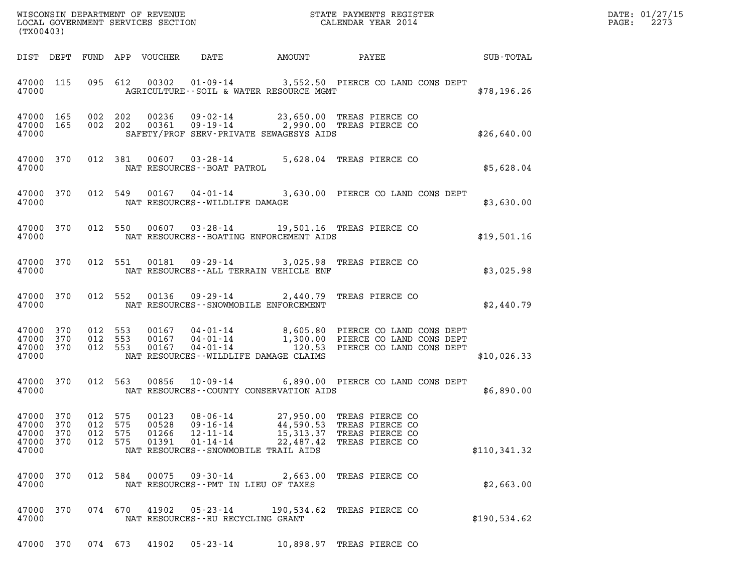WISCONSIN DEPARTMENT OF REVENUE
LOCAL GOVERNMENT SERVICES SECTION
(TX00403)

STATE PAYMENTS REGISTER
CALENDAR YEAR 2014

DATE: 01/27/15
PAGE: 2273

| DIST | DEPT | FUND | APP | VOUCHER | DATE | AMOUNT | PAYEE | SUB-TOTAL |
|---|---|---|---|---|---|---|---|---|
| 47000 | 115 | 095 | 612 | 00302 | 01-09-14 | 3,552.50 | PIERCE CO LAND CONS DEPT | |
| 47000 | | | | | AGRICULTURE--SOIL & WATER RESOURCE MGMT | | | $78,196.26 |
| 47000 | 165 | 002 | 202 | 00236 | 09-02-14 | 23,650.00 | TREAS PIERCE CO | |
| 47000 | 165 | 002 | 202 | 00361 | 09-19-14 | 2,990.00 | TREAS PIERCE CO | |
| 47000 | | | | | SAFETY/PROF SERV-PRIVATE SEWAGESYS AIDS | | | $26,640.00 |
| 47000 | 370 | 012 | 381 | 00607 | 03-28-14 | 5,628.04 | TREAS PIERCE CO | |
| 47000 | | | | | NAT RESOURCES--BOAT PATROL | | | $5,628.04 |
| 47000 | 370 | 012 | 549 | 00167 | 04-01-14 | 3,630.00 | PIERCE CO LAND CONS DEPT | |
| 47000 | | | | | NAT RESOURCES--WILDLIFE DAMAGE | | | $3,630.00 |
| 47000 | 370 | 012 | 550 | 00607 | 03-28-14 | 19,501.16 | TREAS PIERCE CO | |
| 47000 | | | | | NAT RESOURCES--BOATING ENFORCEMENT AIDS | | | $19,501.16 |
| 47000 | 370 | 012 | 551 | 00181 | 09-29-14 | 3,025.98 | TREAS PIERCE CO | |
| 47000 | | | | | NAT RESOURCES--ALL TERRAIN VEHICLE ENF | | | $3,025.98 |
| 47000 | 370 | 012 | 552 | 00136 | 09-29-14 | 2,440.79 | TREAS PIERCE CO | |
| 47000 | | | | | NAT RESOURCES--SNOWMOBILE ENFORCEMENT | | | $2,440.79 |
| 47000 | 370 | 012 | 553 | 00167 | 04-01-14 | 8,605.80 | PIERCE CO LAND CONS DEPT | |
| 47000 | 370 | 012 | 553 | 00167 | 04-01-14 | 1,300.00 | PIERCE CO LAND CONS DEPT | |
| 47000 | 370 | 012 | 553 | 00167 | 04-01-14 | 120.53 | PIERCE CO LAND CONS DEPT | |
| 47000 | | | | | NAT RESOURCES--WILDLIFE DAMAGE CLAIMS | | | $10,026.33 |
| 47000 | 370 | 012 | 563 | 00856 | 10-09-14 | 6,890.00 | PIERCE CO LAND CONS DEPT | |
| 47000 | | | | | NAT RESOURCES--COUNTY CONSERVATION AIDS | | | $6,890.00 |
| 47000 | 370 | 012 | 575 | 00123 | 08-06-14 | 27,950.00 | TREAS PIERCE CO | |
| 47000 | 370 | 012 | 575 | 00528 | 09-16-14 | 44,590.53 | TREAS PIERCE CO | |
| 47000 | 370 | 012 | 575 | 01266 | 12-11-14 | 15,313.37 | TREAS PIERCE CO | |
| 47000 | 370 | 012 | 575 | 01391 | 01-14-14 | 22,487.42 | TREAS PIERCE CO | |
| 47000 | | | | | NAT RESOURCES--SNOWMOBILE TRAIL AIDS | | | $110,341.32 |
| 47000 | 370 | 012 | 584 | 00075 | 09-30-14 | 2,663.00 | TREAS PIERCE CO | |
| 47000 | | | | | NAT RESOURCES--PMT IN LIEU OF TAXES | | | $2,663.00 |
| 47000 | 370 | 074 | 670 | 41902 | 05-23-14 | 190,534.62 | TREAS PIERCE CO | |
| 47000 | | | | | NAT RESOURCES--RU RECYCLING GRANT | | | $190,534.62 |
| 47000 | 370 | 074 | 673 | 41902 | 05-23-14 | 10,898.97 | TREAS PIERCE CO | |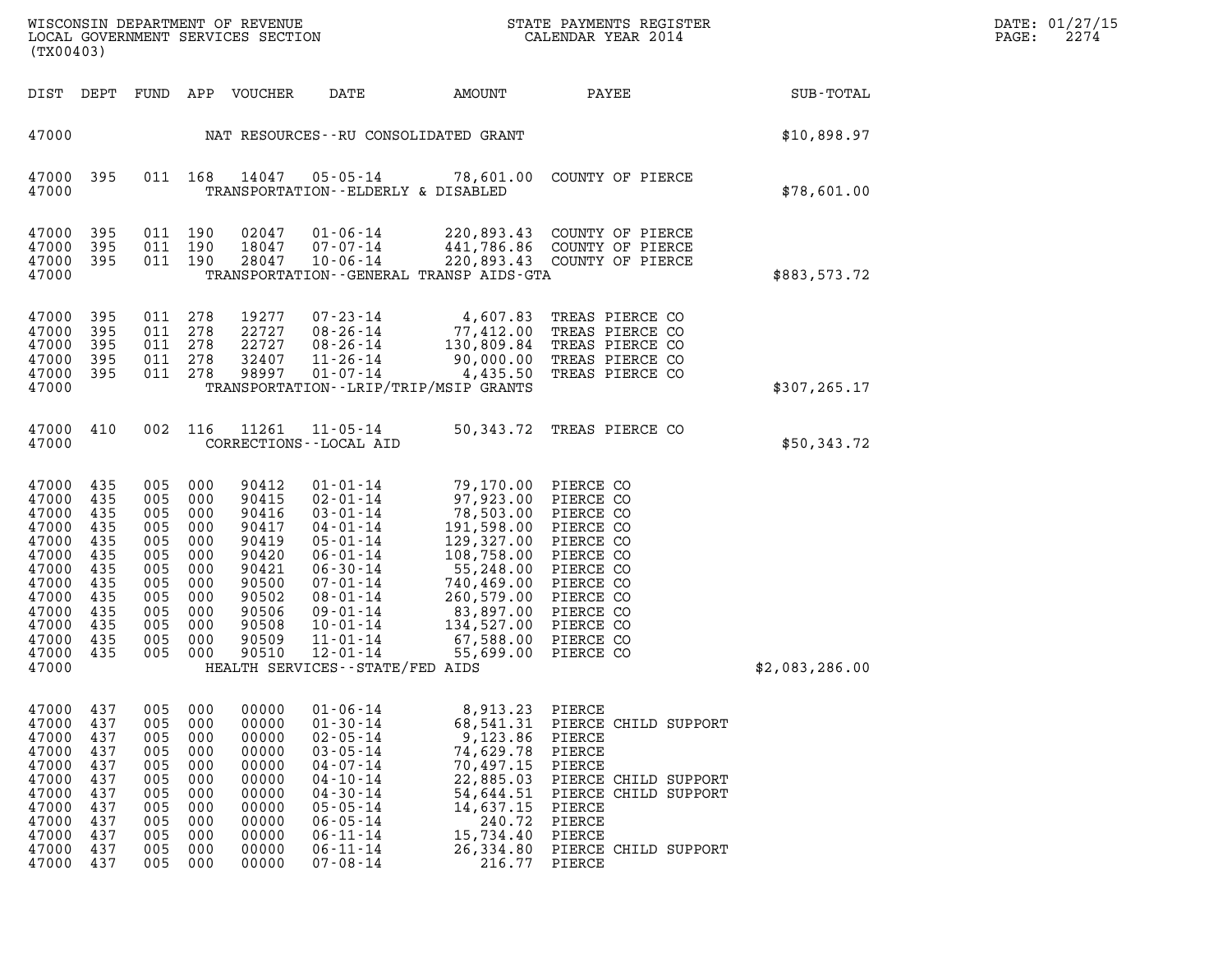WISCONSIN DEPARTMENT OF REVENUE
LOCAL GOVERNMENT SERVICES SECTION
(TX00403)

STATE PAYMENTS REGISTER
CALENDAR YEAR 2014

DATE: 01/27/15

| DIST | DEPT | FUND | APP | VOUCHER | DATE | AMOUNT | PAYEE | SUB-TOTAL |
|---|---|---|---|---|---|---|---|---|
| 47000 | | | | | NAT RESOURCES--RU CONSOLIDATED GRANT | | | $10,898.97 |
| 47000 | 395 | 011 | 168 | 14047 | 05-05-14 | 78,601.00 | COUNTY OF PIERCE | |
| 47000 | | | | | TRANSPORTATION--ELDERLY & DISABLED | | | $78,601.00 |
| 47000 | 395 | 011 | 190 | 02047 | 01-06-14 | 220,893.43 | COUNTY OF PIERCE | |
| 47000 | 395 | 011 | 190 | 18047 | 07-07-14 | 441,786.86 | COUNTY OF PIERCE | |
| 47000 | 395 | 011 | 190 | 28047 | 10-06-14 | 220,893.43 | COUNTY OF PIERCE | |
| 47000 | | | | | TRANSPORTATION--GENERAL TRANSP AIDS-GTA | | | $883,573.72 |
| 47000 | 395 | 011 | 278 | 19277 | 07-23-14 | 4,607.83 | TREAS PIERCE CO | |
| 47000 | 395 | 011 | 278 | 22727 | 08-26-14 | 77,412.00 | TREAS PIERCE CO | |
| 47000 | 395 | 011 | 278 | 22727 | 08-26-14 | 130,809.84 | TREAS PIERCE CO | |
| 47000 | 395 | 011 | 278 | 32407 | 11-26-14 | 90,000.00 | TREAS PIERCE CO | |
| 47000 | 395 | 011 | 278 | 98997 | 01-07-14 | 4,435.50 | TREAS PIERCE CO | |
| 47000 | | | | | TRANSPORTATION--LRIP/TRIP/MSIP GRANTS | | | $307,265.17 |
| 47000 | 410 | 002 | 116 | 11261 | 11-05-14 | 50,343.72 | TREAS PIERCE CO | |
| 47000 | | | | | CORRECTIONS--LOCAL AID | | | $50,343.72 |
| 47000 | 435 | 005 | 000 | 90412 | 01-01-14 | 79,170.00 | PIERCE CO | |
| 47000 | 435 | 005 | 000 | 90415 | 02-01-14 | 97,923.00 | PIERCE CO | |
| 47000 | 435 | 005 | 000 | 90416 | 03-01-14 | 78,503.00 | PIERCE CO | |
| 47000 | 435 | 005 | 000 | 90417 | 04-01-14 | 191,598.00 | PIERCE CO | |
| 47000 | 435 | 005 | 000 | 90419 | 05-01-14 | 129,327.00 | PIERCE CO | |
| 47000 | 435 | 005 | 000 | 90420 | 06-01-14 | 108,758.00 | PIERCE CO | |
| 47000 | 435 | 005 | 000 | 90421 | 06-30-14 | 55,248.00 | PIERCE CO | |
| 47000 | 435 | 005 | 000 | 90500 | 07-01-14 | 740,469.00 | PIERCE CO | |
| 47000 | 435 | 005 | 000 | 90502 | 08-01-14 | 260,579.00 | PIERCE CO | |
| 47000 | 435 | 005 | 000 | 90506 | 09-01-14 | 83,897.00 | PIERCE CO | |
| 47000 | 435 | 005 | 000 | 90508 | 10-01-14 | 134,527.00 | PIERCE CO | |
| 47000 | 435 | 005 | 000 | 90509 | 11-01-14 | 67,588.00 | PIERCE CO | |
| 47000 | 435 | 005 | 000 | 90510 | 12-01-14 | 55,699.00 | PIERCE CO | |
| 47000 | | | | | HEALTH SERVICES--STATE/FED AIDS | | | $2,083,286.00 |
| 47000 | 437 | 005 | 000 | 00000 | 01-06-14 | 8,913.23 | PIERCE | |
| 47000 | 437 | 005 | 000 | 00000 | 01-30-14 | 68,541.31 | PIERCE CHILD SUPPORT | |
| 47000 | 437 | 005 | 000 | 00000 | 02-05-14 | 9,123.86 | PIERCE | |
| 47000 | 437 | 005 | 000 | 00000 | 03-05-14 | 74,629.78 | PIERCE | |
| 47000 | 437 | 005 | 000 | 00000 | 04-07-14 | 70,497.15 | PIERCE | |
| 47000 | 437 | 005 | 000 | 00000 | 04-10-14 | 22,885.03 | PIERCE CHILD SUPPORT | |
| 47000 | 437 | 005 | 000 | 00000 | 04-30-14 | 54,644.51 | PIERCE CHILD SUPPORT | |
| 47000 | 437 | 005 | 000 | 00000 | 05-05-14 | 14,637.15 | PIERCE | |
| 47000 | 437 | 005 | 000 | 00000 | 06-05-14 | 240.72 | PIERCE | |
| 47000 | 437 | 005 | 000 | 00000 | 06-11-14 | 15,734.40 | PIERCE | |
| 47000 | 437 | 005 | 000 | 00000 | 06-11-14 | 26,334.80 | PIERCE CHILD SUPPORT | |
| 47000 | 437 | 005 | 000 | 00000 | 07-08-14 | 216.77 | PIERCE | |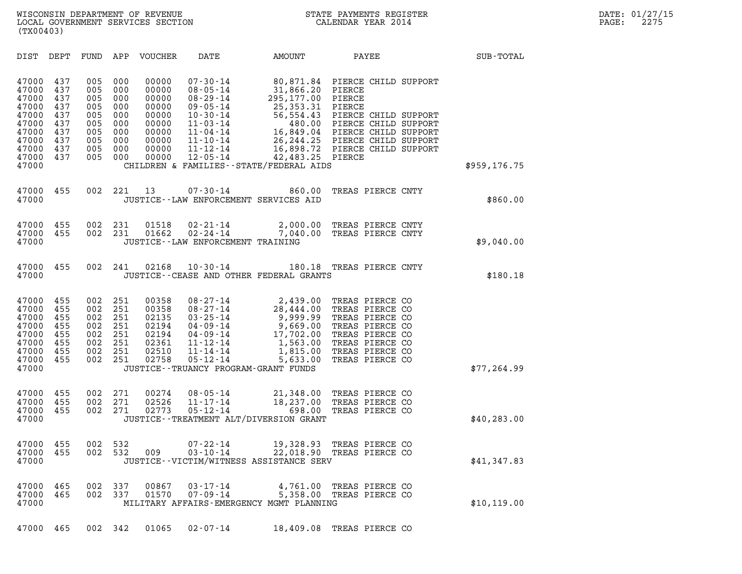WISCONSIN DEPARTMENT OF REVENUE
LOCAL GOVERNMENT SERVICES SECTION
(TX00403)

STATE PAYMENTS REGISTER
CALENDAR YEAR 2014

DATE: 01/27/15
PAGE: 2275

| DIST | DEPT | FUND | APP | VOUCHER | DATE | AMOUNT | PAYEE | SUB-TOTAL |
|---|---|---|---|---|---|---|---|---|
| 47000 | 437 | 005 | 000 | 00000 | 07-30-14 | 80,871.84 | PIERCE CHILD SUPPORT | |
| 47000 | 437 | 005 | 000 | 00000 | 08-05-14 | 31,866.20 | PIERCE | |
| 47000 | 437 | 005 | 000 | 00000 | 08-29-14 | 295,177.00 | PIERCE | |
| 47000 | 437 | 005 | 000 | 00000 | 09-05-14 | 25,353.31 | PIERCE | |
| 47000 | 437 | 005 | 000 | 00000 | 10-30-14 | 56,554.43 | PIERCE CHILD SUPPORT | |
| 47000 | 437 | 005 | 000 | 00000 | 11-03-14 | 480.00 | PIERCE CHILD SUPPORT | |
| 47000 | 437 | 005 | 000 | 00000 | 11-04-14 | 16,849.04 | PIERCE CHILD SUPPORT | |
| 47000 | 437 | 005 | 000 | 00000 | 11-10-14 | 26,244.25 | PIERCE CHILD SUPPORT | |
| 47000 | 437 | 005 | 000 | 00000 | 11-12-14 | 16,898.72 | PIERCE CHILD SUPPORT | |
| 47000 | 437 | 005 | 000 | 00000 | 12-05-14 | 42,483.25 | PIERCE | |
| 47000 | | | | | CHILDREN & FAMILIES--STATE/FEDERAL AIDS | | | $959,176.75 |
| 47000 | 455 | 002 | 221 | 13 | 07-30-14 | 860.00 | TREAS PIERCE CNTY | |
| 47000 | | | | | JUSTICE--LAW ENFORCEMENT SERVICES AID | | | $860.00 |
| 47000 | 455 | 002 | 231 | 01518 | 02-21-14 | 2,000.00 | TREAS PIERCE CNTY | |
| 47000 | 455 | 002 | 231 | 01662 | 02-24-14 | 7,040.00 | TREAS PIERCE CNTY | |
| 47000 | | | | | JUSTICE--LAW ENFORCEMENT TRAINING | | | $9,040.00 |
| 47000 | 455 | 002 | 241 | 02168 | 10-30-14 | 180.18 | TREAS PIERCE CNTY | |
| 47000 | | | | | JUSTICE--CEASE AND OTHER FEDERAL GRANTS | | | $180.18 |
| 47000 | 455 | 002 | 251 | 00358 | 08-27-14 | 2,439.00 | TREAS PIERCE CO | |
| 47000 | 455 | 002 | 251 | 00358 | 08-27-14 | 28,444.00 | TREAS PIERCE CO | |
| 47000 | 455 | 002 | 251 | 02135 | 03-25-14 | 9,999.99 | TREAS PIERCE CO | |
| 47000 | 455 | 002 | 251 | 02194 | 04-09-14 | 9,669.00 | TREAS PIERCE CO | |
| 47000 | 455 | 002 | 251 | 02194 | 04-09-14 | 17,702.00 | TREAS PIERCE CO | |
| 47000 | 455 | 002 | 251 | 02361 | 11-12-14 | 1,563.00 | TREAS PIERCE CO | |
| 47000 | 455 | 002 | 251 | 02510 | 11-14-14 | 1,815.00 | TREAS PIERCE CO | |
| 47000 | 455 | 002 | 251 | 02758 | 05-12-14 | 5,633.00 | TREAS PIERCE CO | |
| 47000 | | | | | JUSTICE--TRUANCY PROGRAM-GRANT FUNDS | | | $77,264.99 |
| 47000 | 455 | 002 | 271 | 00274 | 08-05-14 | 21,348.00 | TREAS PIERCE CO | |
| 47000 | 455 | 002 | 271 | 02526 | 11-17-14 | 18,237.00 | TREAS PIERCE CO | |
| 47000 | 455 | 002 | 271 | 02773 | 05-12-14 | 698.00 | TREAS PIERCE CO | |
| 47000 | | | | | JUSTICE--TREATMENT ALT/DIVERSION GRANT | | | $40,283.00 |
| 47000 | 455 | 002 | 532 | | 07-22-14 | 19,328.93 | TREAS PIERCE CO | |
| 47000 | 455 | 002 | 532 | 009 | 03-10-14 | 22,018.90 | TREAS PIERCE CO | |
| 47000 | | | | | JUSTICE--VICTIM/WITNESS ASSISTANCE SERV | | | $41,347.83 |
| 47000 | 465 | 002 | 337 | 00867 | 03-17-14 | 4,761.00 | TREAS PIERCE CO | |
| 47000 | 465 | 002 | 337 | 01570 | 07-09-14 | 5,358.00 | TREAS PIERCE CO | |
| 47000 | | | | | MILITARY AFFAIRS-EMERGENCY MGMT PLANNING | | | $10,119.00 |
| 47000 | 465 | 002 | 342 | 01065 | 02-07-14 | 18,409.08 | TREAS PIERCE CO | |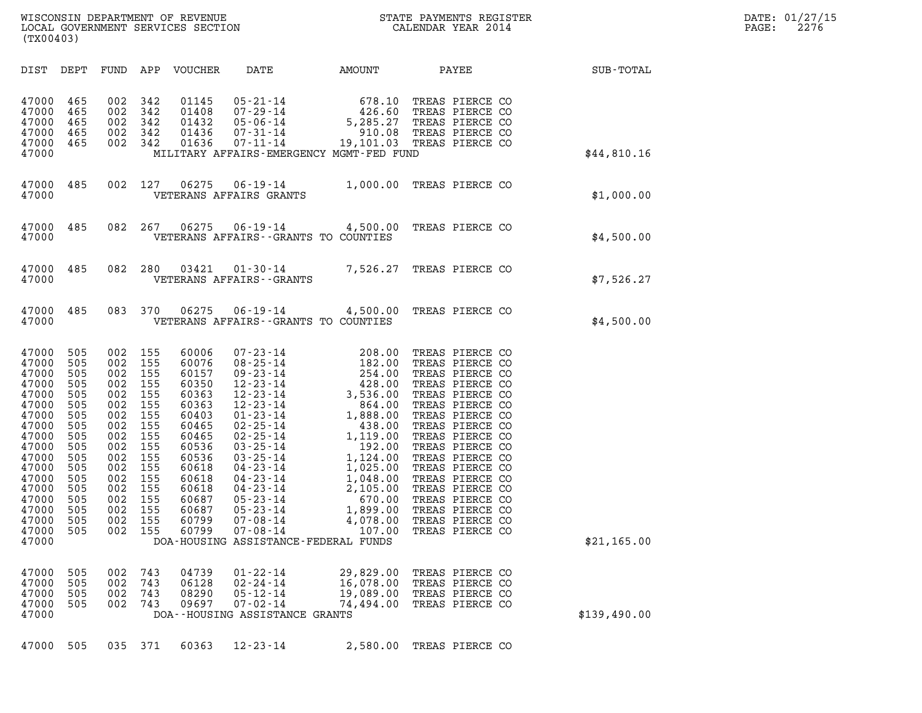WISCONSIN DEPARTMENT OF REVENUE
LOCAL GOVERNMENT SERVICES SECTION
(TX00403)

STATE PAYMENTS REGISTER
CALENDAR YEAR 2014

DATE: 01/27/15
PAGE: 2276

| DIST | DEPT | FUND | APP | VOUCHER | DATE | AMOUNT | PAYEE | SUB-TOTAL |
|---|---|---|---|---|---|---|---|---|
| 47000 | 465 | 002 | 342 | 01145 | 05-21-14 | 678.10 | TREAS PIERCE CO | |
| 47000 | 465 | 002 | 342 | 01408 | 07-29-14 | 426.60 | TREAS PIERCE CO | |
| 47000 | 465 | 002 | 342 | 01432 | 05-06-14 | 5,285.27 | TREAS PIERCE CO | |
| 47000 | 465 | 002 | 342 | 01436 | 07-31-14 | 910.08 | TREAS PIERCE CO | |
| 47000 | 465 | 002 | 342 | 01636 | 07-11-14 | 19,101.03 | TREAS PIERCE CO | |
| 47000 | | | | | MILITARY AFFAIRS-EMERGENCY MGMT-FED FUND | | | $44,810.16 |
| 47000 | 485 | 002 | 127 | 06275 | 06-19-14 | 1,000.00 | TREAS PIERCE CO | |
| 47000 | | | | | VETERANS AFFAIRS GRANTS | | | $1,000.00 |
| 47000 | 485 | 082 | 267 | 06275 | 06-19-14 | 4,500.00 | TREAS PIERCE CO | |
| 47000 | | | | | VETERANS AFFAIRS--GRANTS TO COUNTIES | | | $4,500.00 |
| 47000 | 485 | 082 | 280 | 03421 | 01-30-14 | 7,526.27 | TREAS PIERCE CO | |
| 47000 | | | | | VETERANS AFFAIRS--GRANTS | | | $7,526.27 |
| 47000 | 485 | 083 | 370 | 06275 | 06-19-14 | 4,500.00 | TREAS PIERCE CO | |
| 47000 | | | | | VETERANS AFFAIRS--GRANTS TO COUNTIES | | | $4,500.00 |
| 47000 | 505 | 002 | 155 | 60006 | 07-23-14 | 208.00 | TREAS PIERCE CO | |
| 47000 | 505 | 002 | 155 | 60076 | 08-25-14 | 182.00 | TREAS PIERCE CO | |
| 47000 | 505 | 002 | 155 | 60157 | 09-23-14 | 254.00 | TREAS PIERCE CO | |
| 47000 | 505 | 002 | 155 | 60350 | 12-23-14 | 428.00 | TREAS PIERCE CO | |
| 47000 | 505 | 002 | 155 | 60363 | 12-23-14 | 3,536.00 | TREAS PIERCE CO | |
| 47000 | 505 | 002 | 155 | 60363 | 12-23-14 | 864.00 | TREAS PIERCE CO | |
| 47000 | 505 | 002 | 155 | 60403 | 01-23-14 | 1,888.00 | TREAS PIERCE CO | |
| 47000 | 505 | 002 | 155 | 60465 | 02-25-14 | 438.00 | TREAS PIERCE CO | |
| 47000 | 505 | 002 | 155 | 60465 | 02-25-14 | 1,119.00 | TREAS PIERCE CO | |
| 47000 | 505 | 002 | 155 | 60536 | 03-25-14 | 192.00 | TREAS PIERCE CO | |
| 47000 | 505 | 002 | 155 | 60536 | 03-25-14 | 1,124.00 | TREAS PIERCE CO | |
| 47000 | 505 | 002 | 155 | 60618 | 04-23-14 | 1,025.00 | TREAS PIERCE CO | |
| 47000 | 505 | 002 | 155 | 60618 | 04-23-14 | 1,048.00 | TREAS PIERCE CO | |
| 47000 | 505 | 002 | 155 | 60618 | 04-23-14 | 2,105.00 | TREAS PIERCE CO | |
| 47000 | 505 | 002 | 155 | 60687 | 05-23-14 | 670.00 | TREAS PIERCE CO | |
| 47000 | 505 | 002 | 155 | 60687 | 05-23-14 | 1,899.00 | TREAS PIERCE CO | |
| 47000 | 505 | 002 | 155 | 60799 | 07-08-14 | 4,078.00 | TREAS PIERCE CO | |
| 47000 | 505 | 002 | 155 | 60799 | 07-08-14 | 107.00 | TREAS PIERCE CO | |
| 47000 | | | | | DOA-HOUSING ASSISTANCE-FEDERAL FUNDS | | | $21,165.00 |
| 47000 | 505 | 002 | 743 | 04739 | 01-22-14 | 29,829.00 | TREAS PIERCE CO | |
| 47000 | 505 | 002 | 743 | 06128 | 02-24-14 | 16,078.00 | TREAS PIERCE CO | |
| 47000 | 505 | 002 | 743 | 08290 | 05-12-14 | 19,089.00 | TREAS PIERCE CO | |
| 47000 | 505 | 002 | 743 | 09697 | 07-02-14 | 74,494.00 | TREAS PIERCE CO | |
| 47000 | | | | | DOA--HOUSING ASSISTANCE GRANTS | | | $139,490.00 |
| 47000 | 505 | 035 | 371 | 60363 | 12-23-14 | 2,580.00 | TREAS PIERCE CO | |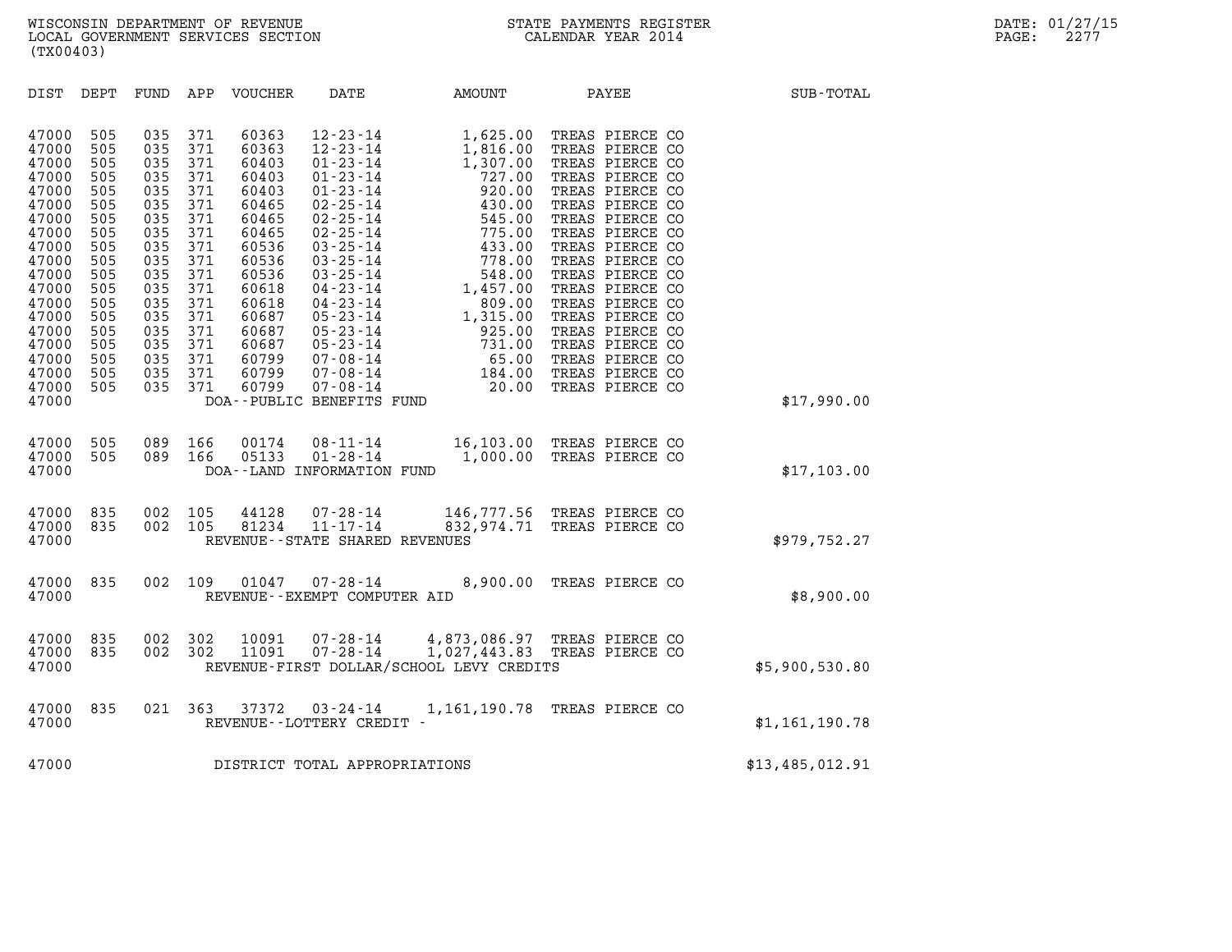WISCONSIN DEPARTMENT OF REVENUE
LOCAL GOVERNMENT SERVICES SECTION
(TX00403)

STATE PAYMENTS REGISTER
CALENDAR YEAR 2014

DATE: 01/27/15
PAGE: 2277

| DIST | DEPT | FUND | APP | VOUCHER | DATE | AMOUNT | PAYEE | SUB-TOTAL |
|---|---|---|---|---|---|---|---|---|
| 47000 | 505 | 035 | 371 | 60363 | 12-23-14 | 1,625.00 | TREAS PIERCE CO | |
| 47000 | 505 | 035 | 371 | 60363 | 12-23-14 | 1,816.00 | TREAS PIERCE CO | |
| 47000 | 505 | 035 | 371 | 60403 | 01-23-14 | 1,307.00 | TREAS PIERCE CO | |
| 47000 | 505 | 035 | 371 | 60403 | 01-23-14 | 727.00 | TREAS PIERCE CO | |
| 47000 | 505 | 035 | 371 | 60403 | 01-23-14 | 920.00 | TREAS PIERCE CO | |
| 47000 | 505 | 035 | 371 | 60465 | 02-25-14 | 430.00 | TREAS PIERCE CO | |
| 47000 | 505 | 035 | 371 | 60465 | 02-25-14 | 545.00 | TREAS PIERCE CO | |
| 47000 | 505 | 035 | 371 | 60465 | 02-25-14 | 775.00 | TREAS PIERCE CO | |
| 47000 | 505 | 035 | 371 | 60536 | 03-25-14 | 433.00 | TREAS PIERCE CO | |
| 47000 | 505 | 035 | 371 | 60536 | 03-25-14 | 778.00 | TREAS PIERCE CO | |
| 47000 | 505 | 035 | 371 | 60536 | 03-25-14 | 548.00 | TREAS PIERCE CO | |
| 47000 | 505 | 035 | 371 | 60618 | 04-23-14 | 1,457.00 | TREAS PIERCE CO | |
| 47000 | 505 | 035 | 371 | 60618 | 04-23-14 | 809.00 | TREAS PIERCE CO | |
| 47000 | 505 | 035 | 371 | 60687 | 05-23-14 | 1,315.00 | TREAS PIERCE CO | |
| 47000 | 505 | 035 | 371 | 60687 | 05-23-14 | 925.00 | TREAS PIERCE CO | |
| 47000 | 505 | 035 | 371 | 60687 | 05-23-14 | 731.00 | TREAS PIERCE CO | |
| 47000 | 505 | 035 | 371 | 60799 | 07-08-14 | 65.00 | TREAS PIERCE CO | |
| 47000 | 505 | 035 | 371 | 60799 | 07-08-14 | 184.00 | TREAS PIERCE CO | |
| 47000 | 505 | 035 | 371 | 60799 | 07-08-14 | 20.00 | TREAS PIERCE CO | |
| 47000 | | | | DOA--PUBLIC BENEFITS FUND | | | | $17,990.00 |
| 47000 | 505 | 089 | 166 | 00174 | 08-11-14 | 16,103.00 | TREAS PIERCE CO | |
| 47000 | 505 | 089 | 166 | 05133 | 01-28-14 | 1,000.00 | TREAS PIERCE CO | |
| 47000 | | | | DOA--LAND INFORMATION FUND | | | | $17,103.00 |
| 47000 | 835 | 002 | 105 | 44128 | 07-28-14 | 146,777.56 | TREAS PIERCE CO | |
| 47000 | 835 | 002 | 105 | 81234 | 11-17-14 | 832,974.71 | TREAS PIERCE CO | |
| 47000 | | | | REVENUE--STATE SHARED REVENUES | | | | $979,752.27 |
| 47000 | 835 | 002 | 109 | 01047 | 07-28-14 | 8,900.00 | TREAS PIERCE CO | |
| 47000 | | | | REVENUE--EXEMPT COMPUTER AID | | | | $8,900.00 |
| 47000 | 835 | 002 | 302 | 10091 | 07-28-14 | 4,873,086.97 | TREAS PIERCE CO | |
| 47000 | 835 | 002 | 302 | 11091 | 07-28-14 | 1,027,443.83 | TREAS PIERCE CO | |
| 47000 | | | | REVENUE-FIRST DOLLAR/SCHOOL LEVY CREDITS | | | | $5,900,530.80 |
| 47000 | 835 | 021 | 363 | 37372 | 03-24-14 | 1,161,190.78 | TREAS PIERCE CO | |
| 47000 | | | | REVENUE--LOTTERY CREDIT - | | | | $1,161,190.78 |
| 47000 | | | | DISTRICT TOTAL APPROPRIATIONS | | | | $13,485,012.91 |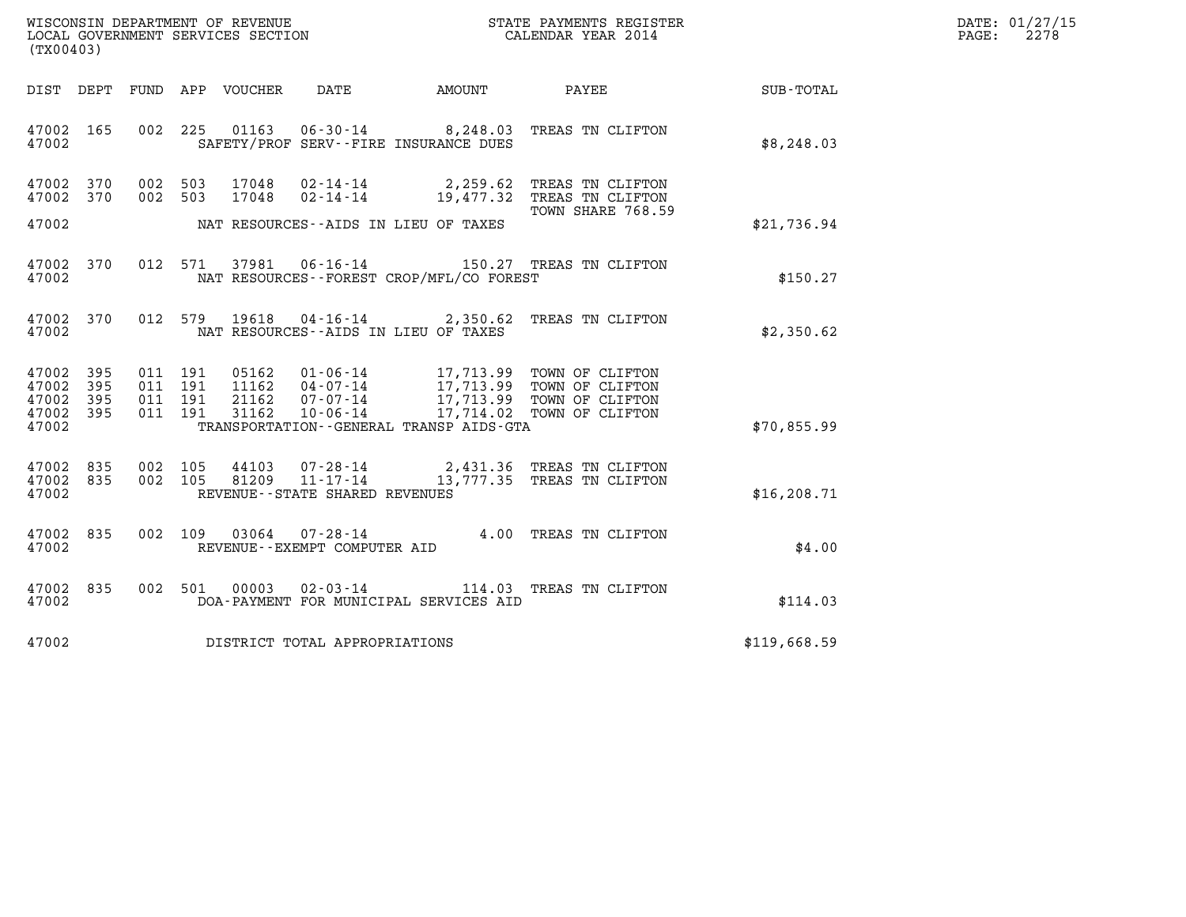WISCONSIN DEPARTMENT OF REVENUE
LOCAL GOVERNMENT SERVICES SECTION
(TX00403)

STATE PAYMENTS REGISTER
CALENDAR YEAR 2014

DATE: 01/27/15
PAGE: 2278

| DIST | DEPT | FUND | APP | VOUCHER | DATE | AMOUNT | PAYEE | SUB-TOTAL |
|---|---|---|---|---|---|---|---|---|
| 47002 | 165 | 002 | 225 | 01163 | 06-30-14 | 8,248.03 | TREAS TN CLIFTON | |
| 47002 | | | | | SAFETY/PROF SERV--FIRE INSURANCE DUES | | | $8,248.03 |
| 47002 | 370 | 002 | 503 | 17048 | 02-14-14 | 2,259.62 | TREAS TN CLIFTON | |
| 47002 | 370 | 002 | 503 | 17048 | 02-14-14 | 19,477.32 | TREAS TN CLIFTON | |
| | | | | | | | TOWN SHARE 768.59 | |
| 47002 | | | | | NAT RESOURCES--AIDS IN LIEU OF TAXES | | | $21,736.94 |
| 47002 | 370 | 012 | 571 | 37981 | 06-16-14 | 150.27 | TREAS TN CLIFTON | |
| 47002 | | | | | NAT RESOURCES--FOREST CROP/MFL/CO FOREST | | | $150.27 |
| 47002 | 370 | 012 | 579 | 19618 | 04-16-14 | 2,350.62 | TREAS TN CLIFTON | |
| 47002 | | | | | NAT RESOURCES--AIDS IN LIEU OF TAXES | | | $2,350.62 |
| 47002 | 395 | 011 | 191 | 05162 | 01-06-14 | 17,713.99 | TOWN OF CLIFTON | |
| 47002 | 395 | 011 | 191 | 11162 | 04-07-14 | 17,713.99 | TOWN OF CLIFTON | |
| 47002 | 395 | 011 | 191 | 21162 | 07-07-14 | 17,713.99 | TOWN OF CLIFTON | |
| 47002 | 395 | 011 | 191 | 31162 | 10-06-14 | 17,714.02 | TOWN OF CLIFTON | |
| 47002 | | | | | TRANSPORTATION--GENERAL TRANSP AIDS-GTA | | | $70,855.99 |
| 47002 | 835 | 002 | 105 | 44103 | 07-28-14 | 2,431.36 | TREAS TN CLIFTON | |
| 47002 | 835 | 002 | 105 | 81209 | 11-17-14 | 13,777.35 | TREAS TN CLIFTON | |
| 47002 | | | | | REVENUE--STATE SHARED REVENUES | | | $16,208.71 |
| 47002 | 835 | 002 | 109 | 03064 | 07-28-14 | 4.00 | TREAS TN CLIFTON | |
| 47002 | | | | | REVENUE--EXEMPT COMPUTER AID | | | $4.00 |
| 47002 | 835 | 002 | 501 | 00003 | 02-03-14 | 114.03 | TREAS TN CLIFTON | |
| 47002 | | | | | DOA-PAYMENT FOR MUNICIPAL SERVICES AID | | | $114.03 |
| 47002 | | | | | DISTRICT TOTAL APPROPRIATIONS | | | $119,668.59 |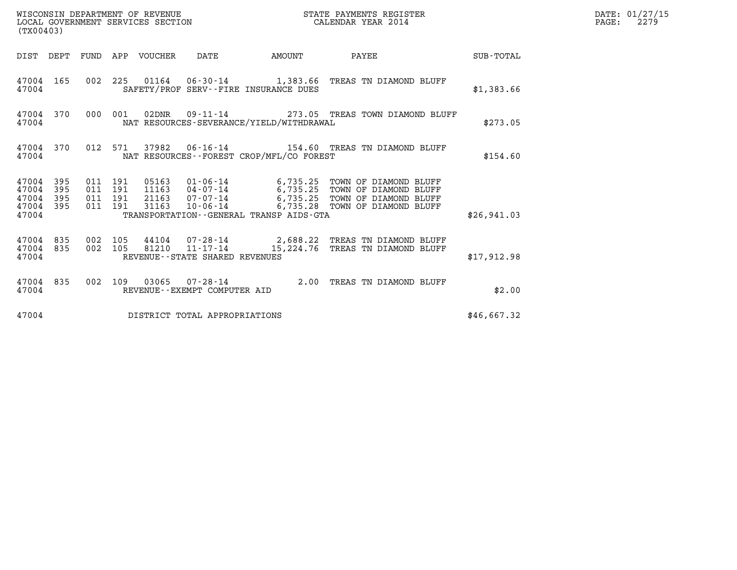WISCONSIN DEPARTMENT OF REVENUE
LOCAL GOVERNMENT SERVICES SECTION
(TX00403)

STATE PAYMENTS REGISTER
CALENDAR YEAR 2014

DATE: 01/27/15
PAGE: 2279

| DIST | DEPT | FUND | APP | VOUCHER | DATE | AMOUNT | PAYEE | SUB-TOTAL |
|---|---|---|---|---|---|---|---|---|
| 47004 | 165 | 002 | 225 | 01164 | 06-30-14 | 1,383.66 | TREAS TN DIAMOND BLUFF | |
| 47004 | | | | SAFETY/PROF SERV--FIRE INSURANCE DUES | | | | $1,383.66 |
| 47004 | 370 | 000 | 001 | 02DNR | 09-11-14 | 273.05 | TREAS TOWN DIAMOND BLUFF | |
| 47004 | | | | NAT RESOURCES-SEVERANCE/YIELD/WITHDRAWAL | | | | $273.05 |
| 47004 | 370 | 012 | 571 | 37982 | 06-16-14 | 154.60 | TREAS TN DIAMOND BLUFF | |
| 47004 | | | | NAT RESOURCES--FOREST CROP/MFL/CO FOREST | | | | $154.60 |
| 47004 | 395 | 011 | 191 | 05163 | 01-06-14 | 6,735.25 | TOWN OF DIAMOND BLUFF | |
| 47004 | 395 | 011 | 191 | 11163 | 04-07-14 | 6,735.25 | TOWN OF DIAMOND BLUFF | |
| 47004 | 395 | 011 | 191 | 21163 | 07-07-14 | 6,735.25 | TOWN OF DIAMOND BLUFF | |
| 47004 | 395 | 011 | 191 | 31163 | 10-06-14 | 6,735.28 | TOWN OF DIAMOND BLUFF | |
| 47004 | | | | TRANSPORTATION--GENERAL TRANSP AIDS-GTA | | | | $26,941.03 |
| 47004 | 835 | 002 | 105 | 44104 | 07-28-14 | 2,688.22 | TREAS TN DIAMOND BLUFF | |
| 47004 | 835 | 002 | 105 | 81210 | 11-17-14 | 15,224.76 | TREAS TN DIAMOND BLUFF | |
| 47004 | | | | REVENUE--STATE SHARED REVENUES | | | | $17,912.98 |
| 47004 | 835 | 002 | 109 | 03065 | 07-28-14 | 2.00 | TREAS TN DIAMOND BLUFF | |
| 47004 | | | | REVENUE--EXEMPT COMPUTER AID | | | | $2.00 |
| 47004 | | | | DISTRICT TOTAL APPROPRIATIONS | | | | $46,667.32 |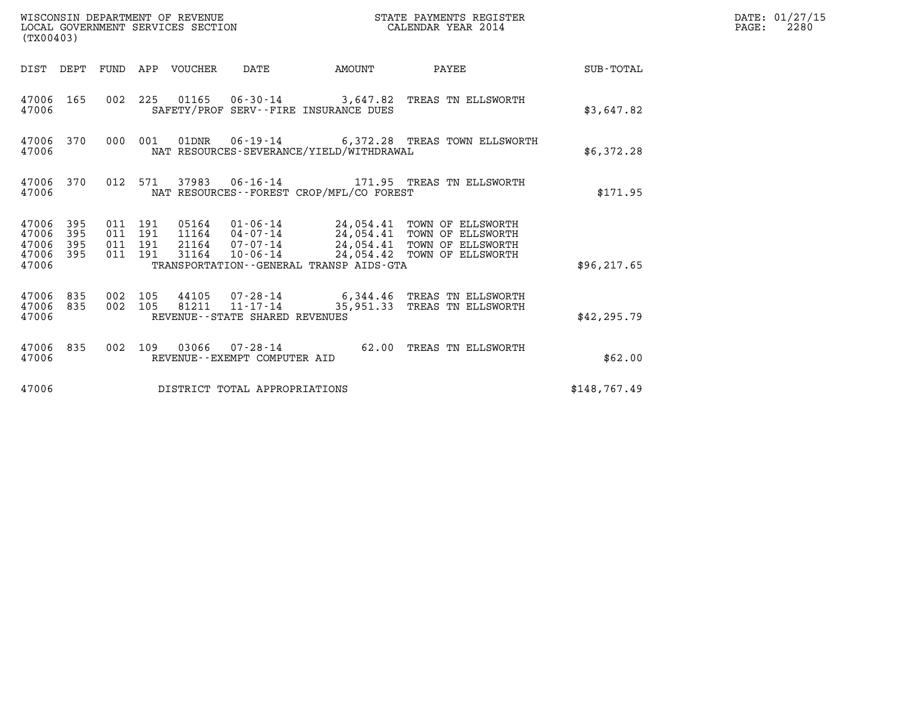WISCONSIN DEPARTMENT OF REVENUE
LOCAL GOVERNMENT SERVICES SECTION
(TX00403)

STATE PAYMENTS REGISTER
CALENDAR YEAR 2014

DATE: 01/27/15
PAGE: 2280

| DIST | DEPT | FUND | APP | VOUCHER | DATE | AMOUNT | PAYEE | SUB-TOTAL |
|---|---|---|---|---|---|---|---|---|
| 47006 | 165 | 002 | 225 | 01165 | 06-30-14 | 3,647.82 | TREAS TN ELLSWORTH | |
| 47006 | | | | | SAFETY/PROF SERV--FIRE INSURANCE DUES | | | $3,647.82 |
| 47006 | 370 | 000 | 001 | 01DNR | 06-19-14 | 6,372.28 | TREAS TOWN ELLSWORTH | |
| 47006 | | | | | NAT RESOURCES-SEVERANCE/YIELD/WITHDRAWAL | | | $6,372.28 |
| 47006 | 370 | 012 | 571 | 37983 | 06-16-14 | 171.95 | TREAS TN ELLSWORTH | |
| 47006 | | | | | NAT RESOURCES--FOREST CROP/MFL/CO FOREST | | | $171.95 |
| 47006 | 395 | 011 | 191 | 05164 | 01-06-14 | 24,054.41 | TOWN OF ELLSWORTH | |
| 47006 | 395 | 011 | 191 | 11164 | 04-07-14 | 24,054.41 | TOWN OF ELLSWORTH | |
| 47006 | 395 | 011 | 191 | 21164 | 07-07-14 | 24,054.41 | TOWN OF ELLSWORTH | |
| 47006 | 395 | 011 | 191 | 31164 | 10-06-14 | 24,054.42 | TOWN OF ELLSWORTH | |
| 47006 | | | | | TRANSPORTATION--GENERAL TRANSP AIDS-GTA | | | $96,217.65 |
| 47006 | 835 | 002 | 105 | 44105 | 07-28-14 | 6,344.46 | TREAS TN ELLSWORTH | |
| 47006 | 835 | 002 | 105 | 81211 | 11-17-14 | 35,951.33 | TREAS TN ELLSWORTH | |
| 47006 | | | | | REVENUE--STATE SHARED REVENUES | | | $42,295.79 |
| 47006 | 835 | 002 | 109 | 03066 | 07-28-14 | 62.00 | TREAS TN ELLSWORTH | |
| 47006 | | | | | REVENUE--EXEMPT COMPUTER AID | | | $62.00 |
| 47006 | | | | | DISTRICT TOTAL APPROPRIATIONS | | | $148,767.49 |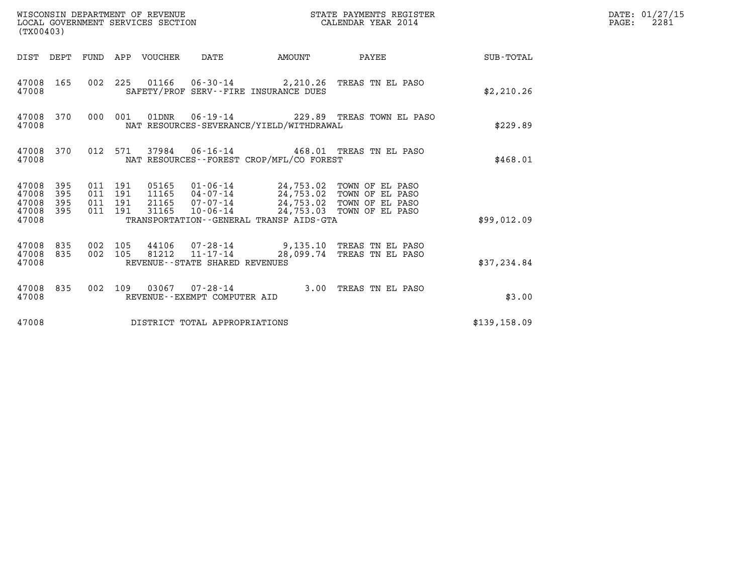WISCONSIN DEPARTMENT OF REVENUE
LOCAL GOVERNMENT SERVICES SECTION
(TX00403)

STATE PAYMENTS REGISTER
CALENDAR YEAR 2014

DATE: 01/27/15

| DIST | DEPT | FUND | APP | VOUCHER | DATE | AMOUNT | PAYEE | SUB-TOTAL |
|---|---|---|---|---|---|---|---|---|
| 47008 | 165 | 002 | 225 | 01166 | 06-30-14 | 2,210.26 | TREAS TN EL PASO | |
| 47008 | | | | SAFETY/PROF SERV--FIRE INSURANCE DUES | | | | $2,210.26 |
| 47008 | 370 | 000 | 001 | 01DNR | 06-19-14 | 229.89 | TREAS TOWN EL PASO | |
| 47008 | | | | NAT RESOURCES-SEVERANCE/YIELD/WITHDRAWAL | | | | $229.89 |
| 47008 | 370 | 012 | 571 | 37984 | 06-16-14 | 468.01 | TREAS TN EL PASO | |
| 47008 | | | | NAT RESOURCES--FOREST CROP/MFL/CO FOREST | | | | $468.01 |
| 47008 | 395 | 011 | 191 | 05165 | 01-06-14 | 24,753.02 | TOWN OF EL PASO | |
| 47008 | 395 | 011 | 191 | 11165 | 04-07-14 | 24,753.02 | TOWN OF EL PASO | |
| 47008 | 395 | 011 | 191 | 21165 | 07-07-14 | 24,753.02 | TOWN OF EL PASO | |
| 47008 | 395 | 011 | 191 | 31165 | 10-06-14 | 24,753.03 | TOWN OF EL PASO | |
| 47008 | | | | TRANSPORTATION--GENERAL TRANSP AIDS-GTA | | | | $99,012.09 |
| 47008 | 835 | 002 | 105 | 44106 | 07-28-14 | 9,135.10 | TREAS TN EL PASO | |
| 47008 | 835 | 002 | 105 | 81212 | 11-17-14 | 28,099.74 | TREAS TN EL PASO | |
| 47008 | | | | REVENUE--STATE SHARED REVENUES | | | | $37,234.84 |
| 47008 | 835 | 002 | 109 | 03067 | 07-28-14 | 3.00 | TREAS TN EL PASO | |
| 47008 | | | | REVENUE--EXEMPT COMPUTER AID | | | | $3.00 |
| 47008 | | | | DISTRICT TOTAL APPROPRIATIONS | | | | $139,158.09 |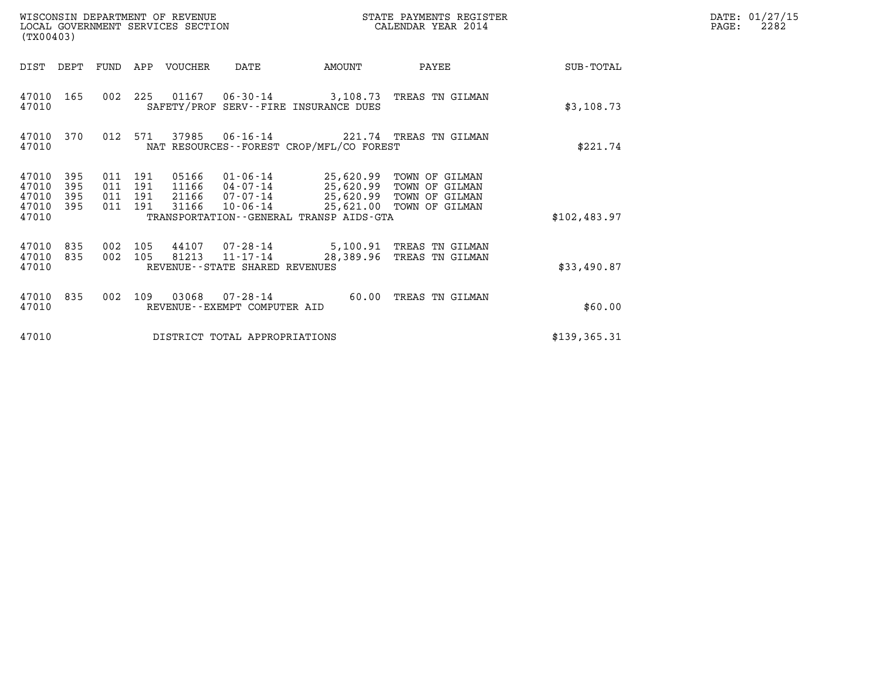WISCONSIN DEPARTMENT OF REVENUE
LOCAL GOVERNMENT SERVICES SECTION
(TX00403)

STATE PAYMENTS REGISTER
CALENDAR YEAR 2014

DATE: 01/27/15
PAGE: 2282

| DIST | DEPT | FUND | APP | VOUCHER | DATE | AMOUNT | PAYEE | SUB-TOTAL |
|---|---|---|---|---|---|---|---|---|
| 47010 | 165 | 002 | 225 | 01167 | 06-30-14 | 3,108.73 | TREAS TN GILMAN | |
| 47010 | | | | SAFETY/PROF SERV--FIRE INSURANCE DUES | | | | $3,108.73 |
| 47010 | 370 | 012 | 571 | 37985 | 06-16-14 | 221.74 | TREAS TN GILMAN | |
| 47010 | | | | NAT RESOURCES--FOREST CROP/MFL/CO FOREST | | | | $221.74 |
| 47010 | 395 | 011 | 191 | 05166 | 01-06-14 | 25,620.99 | TOWN OF GILMAN | |
| 47010 | 395 | 011 | 191 | 11166 | 04-07-14 | 25,620.99 | TOWN OF GILMAN | |
| 47010 | 395 | 011 | 191 | 21166 | 07-07-14 | 25,620.99 | TOWN OF GILMAN | |
| 47010 | 395 | 011 | 191 | 31166 | 10-06-14 | 25,621.00 | TOWN OF GILMAN | |
| 47010 | | | | TRANSPORTATION--GENERAL TRANSP AIDS-GTA | | | | $102,483.97 |
| 47010 | 835 | 002 | 105 | 44107 | 07-28-14 | 5,100.91 | TREAS TN GILMAN | |
| 47010 | 835 | 002 | 105 | 81213 | 11-17-14 | 28,389.96 | TREAS TN GILMAN | |
| 47010 | | | | REVENUE--STATE SHARED REVENUES | | | | $33,490.87 |
| 47010 | 835 | 002 | 109 | 03068 | 07-28-14 | 60.00 | TREAS TN GILMAN | |
| 47010 | | | | REVENUE--EXEMPT COMPUTER AID | | | | $60.00 |
| 47010 | | | | DISTRICT TOTAL APPROPRIATIONS | | | | $139,365.31 |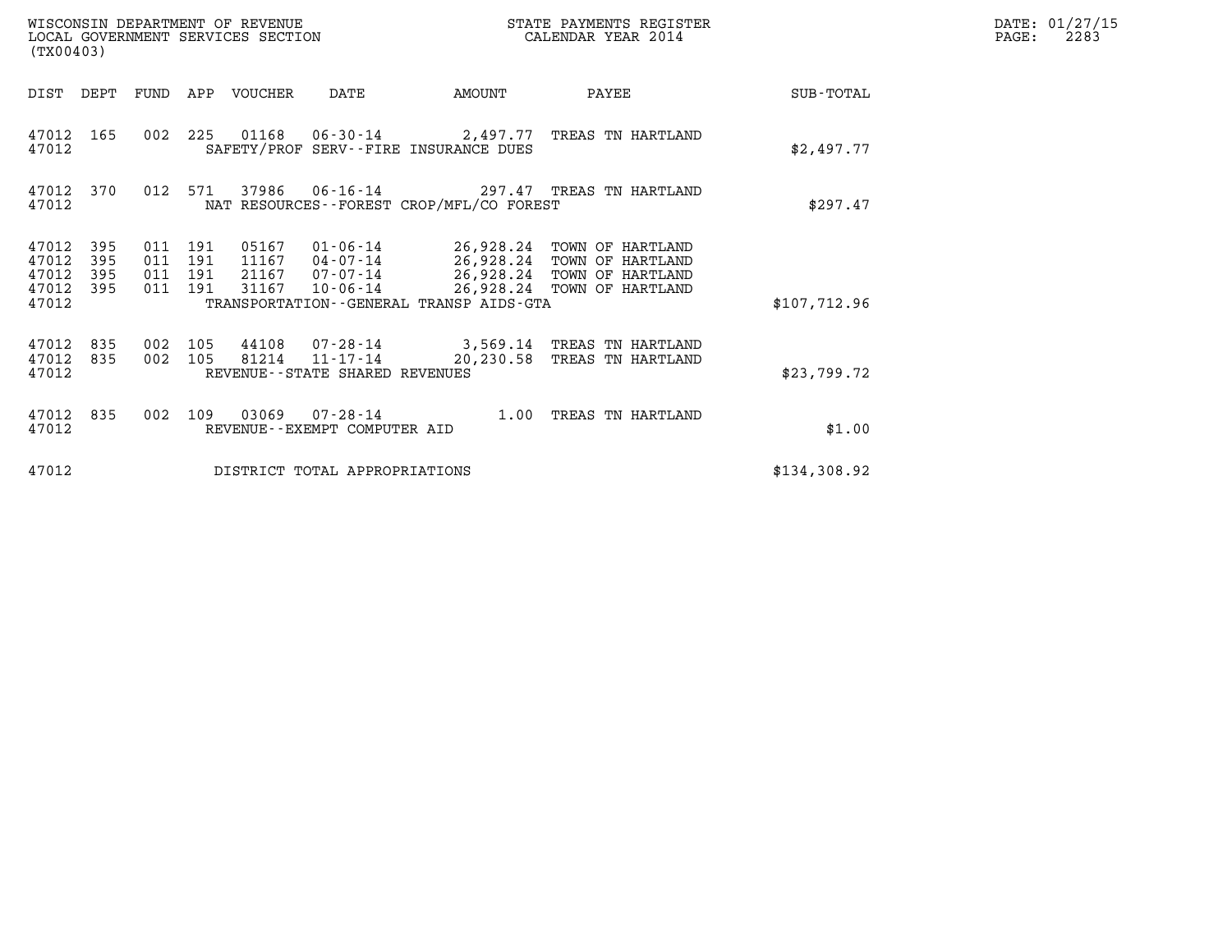WISCONSIN DEPARTMENT OF REVENUE
LOCAL GOVERNMENT SERVICES SECTION
(TX00403)

STATE PAYMENTS REGISTER
CALENDAR YEAR 2014

DATE: 01/27/15
PAGE: 2283

| DIST | DEPT | FUND | APP | VOUCHER | DATE | AMOUNT | PAYEE | SUB-TOTAL |
|---|---|---|---|---|---|---|---|---|
| 47012 | 165 | 002 | 225 | 01168 | 06-30-14 | 2,497.77 | TREAS TN HARTLAND | |
| 47012 | | | | SAFETY/PROF SERV--FIRE INSURANCE DUES | | | | $2,497.77 |
| 47012 | 370 | 012 | 571 | 37986 | 06-16-14 | 297.47 | TREAS TN HARTLAND | |
| 47012 | | | | NAT RESOURCES--FOREST CROP/MFL/CO FOREST | | | | $297.47 |
| 47012 | 395 | 011 | 191 | 05167 | 01-06-14 | 26,928.24 | TOWN OF HARTLAND | |
| 47012 | 395 | 011 | 191 | 11167 | 04-07-14 | 26,928.24 | TOWN OF HARTLAND | |
| 47012 | 395 | 011 | 191 | 21167 | 07-07-14 | 26,928.24 | TOWN OF HARTLAND | |
| 47012 | 395 | 011 | 191 | 31167 | 10-06-14 | 26,928.24 | TOWN OF HARTLAND | |
| 47012 | | | | TRANSPORTATION--GENERAL TRANSP AIDS-GTA | | | | $107,712.96 |
| 47012 | 835 | 002 | 105 | 44108 | 07-28-14 | 3,569.14 | TREAS TN HARTLAND | |
| 47012 | 835 | 002 | 105 | 81214 | 11-17-14 | 20,230.58 | TREAS TN HARTLAND | |
| 47012 | | | | REVENUE--STATE SHARED REVENUES | | | | $23,799.72 |
| 47012 | 835 | 002 | 109 | 03069 | 07-28-14 | 1.00 | TREAS TN HARTLAND | |
| 47012 | | | | REVENUE--EXEMPT COMPUTER AID | | | | $1.00 |
| 47012 | | | | DISTRICT TOTAL APPROPRIATIONS | | | | $134,308.92 |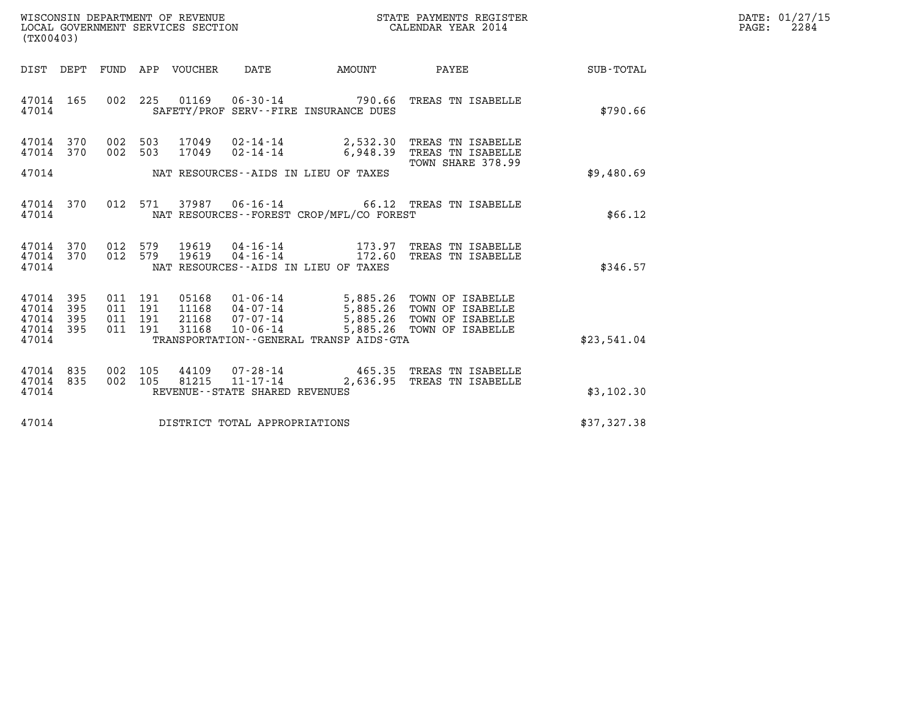WISCONSIN DEPARTMENT OF REVENUE
LOCAL GOVERNMENT SERVICES SECTION
(TX00403)

STATE PAYMENTS REGISTER
CALENDAR YEAR 2014

DATE: 01/27/15
PAGE: 2284

| DIST | DEPT | FUND | APP | VOUCHER | DATE | AMOUNT | PAYEE | SUB-TOTAL |
|---|---|---|---|---|---|---|---|---|
| 47014 | 165 | 002 | 225 | 01169 | 06-30-14 | 790.66 | TREAS TN ISABELLE | |
| 47014 | | | | | SAFETY/PROF SERV--FIRE INSURANCE DUES | | | $790.66 |
| 47014 | 370 | 002 | 503 | 17049 | 02-14-14 | 2,532.30 | TREAS TN ISABELLE | |
| 47014 | 370 | 002 | 503 | 17049 | 02-14-14 | 6,948.39 | TREAS TN ISABELLE | |
| | | | | | | | TOWN SHARE 378.99 | |
| 47014 | | | | | NAT RESOURCES--AIDS IN LIEU OF TAXES | | | $9,480.69 |
| 47014 | 370 | 012 | 571 | 37987 | 06-16-14 | 66.12 | TREAS TN ISABELLE | |
| 47014 | | | | | NAT RESOURCES--FOREST CROP/MFL/CO FOREST | | | $66.12 |
| 47014 | 370 | 012 | 579 | 19619 | 04-16-14 | 173.97 | TREAS TN ISABELLE | |
| 47014 | 370 | 012 | 579 | 19619 | 04-16-14 | 172.60 | TREAS TN ISABELLE | |
| 47014 | | | | | NAT RESOURCES--AIDS IN LIEU OF TAXES | | | $346.57 |
| 47014 | 395 | 011 | 191 | 05168 | 01-06-14 | 5,885.26 | TOWN OF ISABELLE | |
| 47014 | 395 | 011 | 191 | 11168 | 04-07-14 | 5,885.26 | TOWN OF ISABELLE | |
| 47014 | 395 | 011 | 191 | 21168 | 07-07-14 | 5,885.26 | TOWN OF ISABELLE | |
| 47014 | 395 | 011 | 191 | 31168 | 10-06-14 | 5,885.26 | TOWN OF ISABELLE | |
| 47014 | | | | | TRANSPORTATION--GENERAL TRANSP AIDS-GTA | | | $23,541.04 |
| 47014 | 835 | 002 | 105 | 44109 | 07-28-14 | 465.35 | TREAS TN ISABELLE | |
| 47014 | 835 | 002 | 105 | 81215 | 11-17-14 | 2,636.95 | TREAS TN ISABELLE | |
| 47014 | | | | | REVENUE--STATE SHARED REVENUES | | | $3,102.30 |
| 47014 | | | | | DISTRICT TOTAL APPROPRIATIONS | | | $37,327.38 |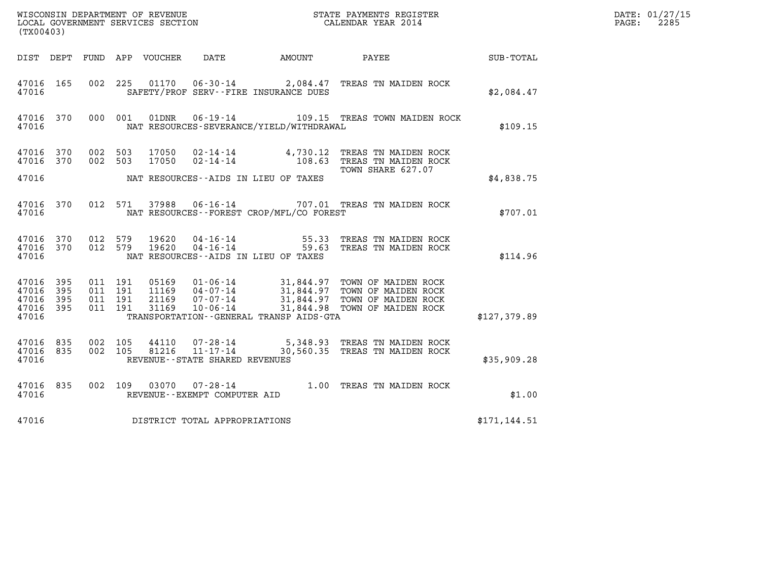WISCONSIN DEPARTMENT OF REVENUE
LOCAL GOVERNMENT SERVICES SECTION
(TX00403)

STATE PAYMENTS REGISTER
CALENDAR YEAR 2014

DATE: 01/27/15
PAGE: 2285

| DIST | DEPT | FUND | APP | VOUCHER | DATE | AMOUNT | PAYEE | SUB-TOTAL |
|---|---|---|---|---|---|---|---|---|
| 47016 | 165 | 002 | 225 | 01170 | 06-30-14 | 2,084.47 | TREAS TN MAIDEN ROCK | |
| 47016 | | | | | SAFETY/PROF SERV--FIRE INSURANCE DUES | | | $2,084.47 |
| 47016 | 370 | 000 | 001 | 01DNR | 06-19-14 | 109.15 | TREAS TOWN MAIDEN ROCK | |
| 47016 | | | | | NAT RESOURCES-SEVERANCE/YIELD/WITHDRAWAL | | | $109.15 |
| 47016 | 370 | 002 | 503 | 17050 | 02-14-14 | 4,730.12 | TREAS TN MAIDEN ROCK | |
| 47016 | 370 | 002 | 503 | 17050 | 02-14-14 | 108.63 | TREAS TN MAIDEN ROCK<br>TOWN SHARE 627.07 | |
| 47016 | | | | | NAT RESOURCES--AIDS IN LIEU OF TAXES | | | $4,838.75 |
| 47016 | 370 | 012 | 571 | 37988 | 06-16-14 | 707.01 | TREAS TN MAIDEN ROCK | |
| 47016 | | | | | NAT RESOURCES--FOREST CROP/MFL/CO FOREST | | | $707.01 |
| 47016 | 370 | 012 | 579 | 19620 | 04-16-14 | 55.33 | TREAS TN MAIDEN ROCK | |
| 47016 | 370 | 012 | 579 | 19620 | 04-16-14 | 59.63 | TREAS TN MAIDEN ROCK | |
| 47016 | | | | | NAT RESOURCES--AIDS IN LIEU OF TAXES | | | $114.96 |
| 47016 | 395 | 011 | 191 | 05169 | 01-06-14 | 31,844.97 | TOWN OF MAIDEN ROCK | |
| 47016 | 395 | 011 | 191 | 11169 | 04-07-14 | 31,844.97 | TOWN OF MAIDEN ROCK | |
| 47016 | 395 | 011 | 191 | 21169 | 07-07-14 | 31,844.97 | TOWN OF MAIDEN ROCK | |
| 47016 | 395 | 011 | 191 | 31169 | 10-06-14 | 31,844.98 | TOWN OF MAIDEN ROCK | |
| 47016 | | | | | TRANSPORTATION--GENERAL TRANSP AIDS-GTA | | | $127,379.89 |
| 47016 | 835 | 002 | 105 | 44110 | 07-28-14 | 5,348.93 | TREAS TN MAIDEN ROCK | |
| 47016 | 835 | 002 | 105 | 81216 | 11-17-14 | 30,560.35 | TREAS TN MAIDEN ROCK | |
| 47016 | | | | | REVENUE--STATE SHARED REVENUES | | | $35,909.28 |
| 47016 | 835 | 002 | 109 | 03070 | 07-28-14 | 1.00 | TREAS TN MAIDEN ROCK | |
| 47016 | | | | | REVENUE--EXEMPT COMPUTER AID | | | $1.00 |
| 47016 | | | | | DISTRICT TOTAL APPROPRIATIONS | | | $171,144.51 |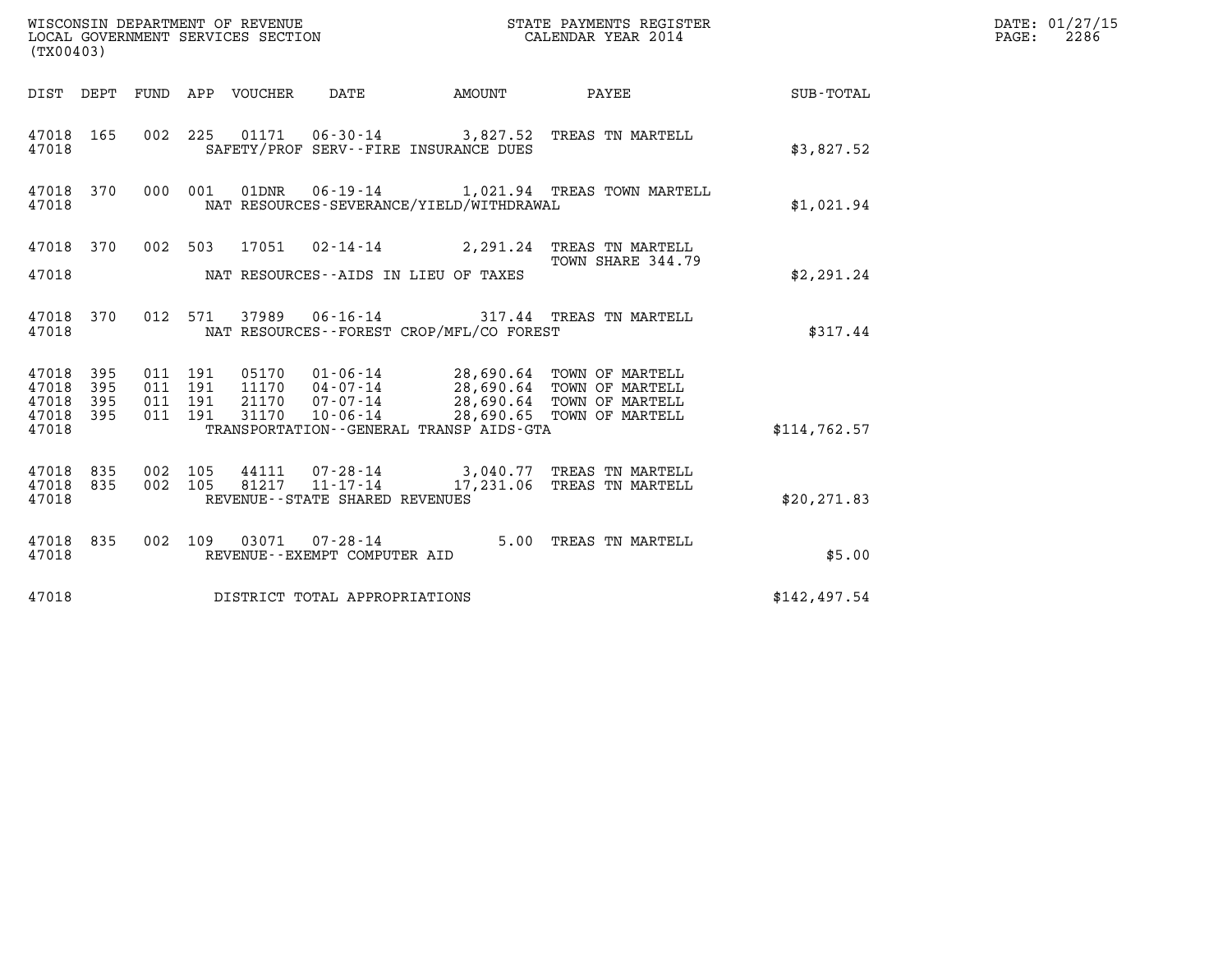WISCONSIN DEPARTMENT OF REVENUE
LOCAL GOVERNMENT SERVICES SECTION
(TX00403)

STATE PAYMENTS REGISTER
CALENDAR YEAR 2014

DATE: 01/27/15
PAGE: 2286

| DIST | DEPT | FUND | APP | VOUCHER | DATE | AMOUNT | PAYEE | SUB-TOTAL |
|---|---|---|---|---|---|---|---|---|
| 47018 | 165 | 002 | 225 | 01171 | 06-30-14 | 3,827.52 | TREAS TN MARTELL | |
| 47018 | | | | SAFETY/PROF SERV--FIRE INSURANCE DUES | | | | $3,827.52 |
| 47018 | 370 | 000 | 001 | 01DNR | 06-19-14 | 1,021.94 | TREAS TOWN MARTELL | |
| 47018 | | | | NAT RESOURCES-SEVERANCE/YIELD/WITHDRAWAL | | | | $1,021.94 |
| 47018 | 370 | 002 | 503 | 17051 | 02-14-14 | 2,291.24 | TREAS TN MARTELL TOWN SHARE 344.79 | |
| 47018 | | | | NAT RESOURCES--AIDS IN LIEU OF TAXES | | | | $2,291.24 |
| 47018 | 370 | 012 | 571 | 37989 | 06-16-14 | 317.44 | TREAS TN MARTELL | |
| 47018 | | | | NAT RESOURCES--FOREST CROP/MFL/CO FOREST | | | | $317.44 |
| 47018 | 395 | 011 | 191 | 05170 | 01-06-14 | 28,690.64 | TOWN OF MARTELL | |
| 47018 | 395 | 011 | 191 | 11170 | 04-07-14 | 28,690.64 | TOWN OF MARTELL | |
| 47018 | 395 | 011 | 191 | 21170 | 07-07-14 | 28,690.64 | TOWN OF MARTELL | |
| 47018 | 395 | 011 | 191 | 31170 | 10-06-14 | 28,690.65 | TOWN OF MARTELL | |
| 47018 | | | | TRANSPORTATION--GENERAL TRANSP AIDS-GTA | | | | $114,762.57 |
| 47018 | 835 | 002 | 105 | 44111 | 07-28-14 | 3,040.77 | TREAS TN MARTELL | |
| 47018 | 835 | 002 | 105 | 81217 | 11-17-14 | 17,231.06 | TREAS TN MARTELL | |
| 47018 | | | | REVENUE--STATE SHARED REVENUES | | | | $20,271.83 |
| 47018 | 835 | 002 | 109 | 03071 | 07-28-14 | 5.00 | TREAS TN MARTELL | |
| 47018 | | | | REVENUE--EXEMPT COMPUTER AID | | | | $5.00 |
| 47018 | | | | DISTRICT TOTAL APPROPRIATIONS | | | | $142,497.54 |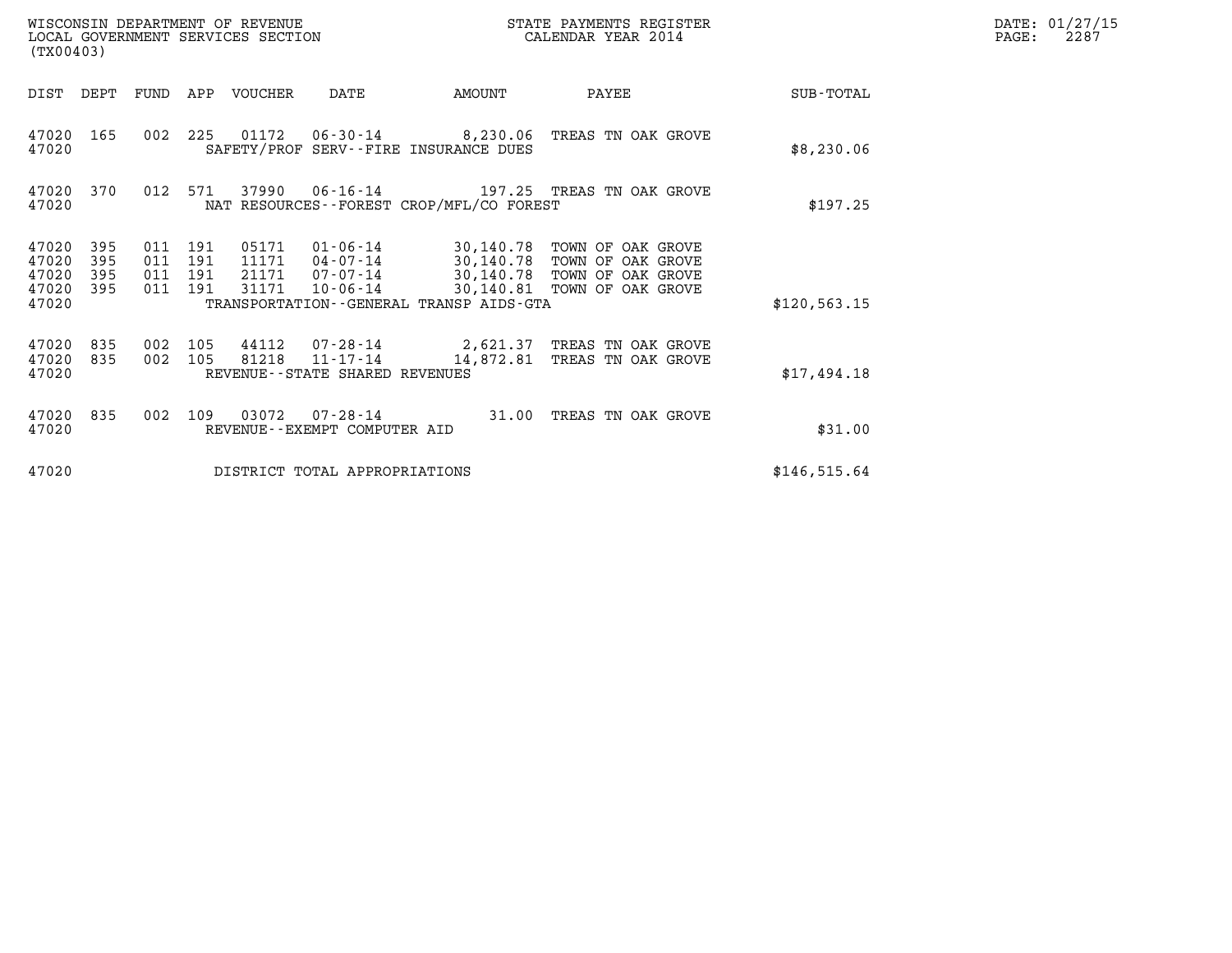WISCONSIN DEPARTMENT OF REVENUE
LOCAL GOVERNMENT SERVICES SECTION
(TX00403)

STATE PAYMENTS REGISTER
CALENDAR YEAR 2014

DATE: 01/27/15
PAGE: 2287

| DIST | DEPT | FUND | APP | VOUCHER | DATE | AMOUNT | PAYEE | SUB-TOTAL |
|---|---|---|---|---|---|---|---|---|
| 47020 | 165 | 002 | 225 | 01172 | 06-30-14 | 8,230.06 | TREAS TN OAK GROVE | |
| 47020 | | | | SAFETY/PROF SERV--FIRE INSURANCE DUES | | | | $8,230.06 |
| 47020 | 370 | 012 | 571 | 37990 | 06-16-14 | 197.25 | TREAS TN OAK GROVE | |
| 47020 | | | | NAT RESOURCES--FOREST CROP/MFL/CO FOREST | | | | $197.25 |
| 47020 | 395 | 011 | 191 | 05171 | 01-06-14 | 30,140.78 | TOWN OF OAK GROVE | |
| 47020 | 395 | 011 | 191 | 11171 | 04-07-14 | 30,140.78 | TOWN OF OAK GROVE | |
| 47020 | 395 | 011 | 191 | 21171 | 07-07-14 | 30,140.78 | TOWN OF OAK GROVE | |
| 47020 | 395 | 011 | 191 | 31171 | 10-06-14 | 30,140.81 | TOWN OF OAK GROVE | |
| 47020 | | | | TRANSPORTATION--GENERAL TRANSP AIDS-GTA | | | | $120,563.15 |
| 47020 | 835 | 002 | 105 | 44112 | 07-28-14 | 2,621.37 | TREAS TN OAK GROVE | |
| 47020 | 835 | 002 | 105 | 81218 | 11-17-14 | 14,872.81 | TREAS TN OAK GROVE | |
| 47020 | | | | REVENUE--STATE SHARED REVENUES | | | | $17,494.18 |
| 47020 | 835 | 002 | 109 | 03072 | 07-28-14 | 31.00 | TREAS TN OAK GROVE | |
| 47020 | | | | REVENUE--EXEMPT COMPUTER AID | | | | $31.00 |
| 47020 | | | | DISTRICT TOTAL APPROPRIATIONS | | | | $146,515.64 |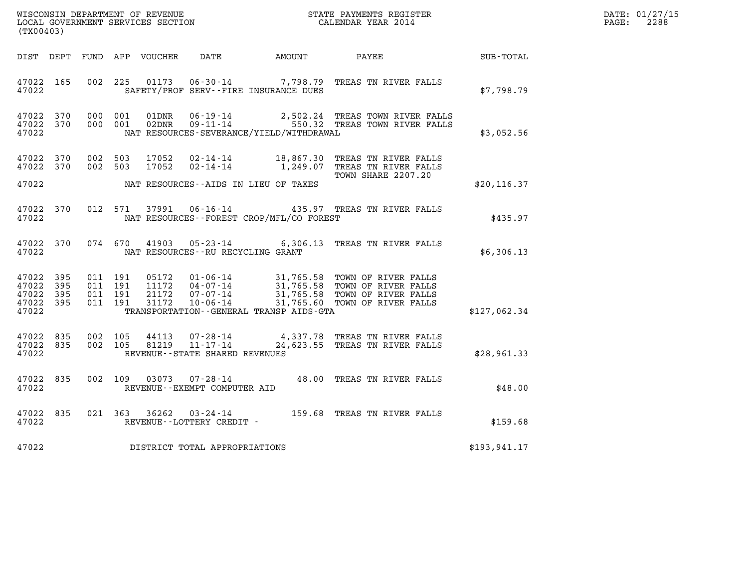WISCONSIN DEPARTMENT OF REVENUE
LOCAL GOVERNMENT SERVICES SECTION
(TX00403)

STATE PAYMENTS REGISTER
CALENDAR YEAR 2014

DATE: 01/27/15
PAGE: 2288

| DIST | DEPT | FUND | APP | VOUCHER | DATE | AMOUNT | PAYEE | SUB-TOTAL |
|---|---|---|---|---|---|---|---|---|
| 47022 | 165 | 002 | 225 | 01173 | 06-30-14 | 7,798.79 | TREAS TN RIVER FALLS | |
| 47022 | | | | | SAFETY/PROF SERV--FIRE INSURANCE DUES | | | $7,798.79 |
| 47022 | 370 | 000 | 001 | 01DNR | 06-19-14 | 2,502.24 | TREAS TOWN RIVER FALLS | |
| 47022 | 370 | 000 | 001 | 02DNR | 09-11-14 | 550.32 | TREAS TOWN RIVER FALLS | |
| 47022 | | | | | NAT RESOURCES-SEVERANCE/YIELD/WITHDRAWAL | | | $3,052.56 |
| 47022 | 370 | 002 | 503 | 17052 | 02-14-14 | 18,867.30 | TREAS TN RIVER FALLS | |
| 47022 | 370 | 002 | 503 | 17052 | 02-14-14 | 1,249.07 | TREAS TN RIVER FALLS TOWN SHARE 2207.20 | |
| 47022 | | | | | NAT RESOURCES--AIDS IN LIEU OF TAXES | | | $20,116.37 |
| 47022 | 370 | 012 | 571 | 37991 | 06-16-14 | 435.97 | TREAS TN RIVER FALLS | |
| 47022 | | | | | NAT RESOURCES--FOREST CROP/MFL/CO FOREST | | | $435.97 |
| 47022 | 370 | 074 | 670 | 41903 | 05-23-14 | 6,306.13 | TREAS TN RIVER FALLS | |
| 47022 | | | | | NAT RESOURCES--RU RECYCLING GRANT | | | $6,306.13 |
| 47022 | 395 | 011 | 191 | 05172 | 01-06-14 | 31,765.58 | TOWN OF RIVER FALLS | |
| 47022 | 395 | 011 | 191 | 11172 | 04-07-14 | 31,765.58 | TOWN OF RIVER FALLS | |
| 47022 | 395 | 011 | 191 | 21172 | 07-07-14 | 31,765.58 | TOWN OF RIVER FALLS | |
| 47022 | 395 | 011 | 191 | 31172 | 10-06-14 | 31,765.60 | TOWN OF RIVER FALLS | |
| 47022 | | | | | TRANSPORTATION--GENERAL TRANSP AIDS-GTA | | | $127,062.34 |
| 47022 | 835 | 002 | 105 | 44113 | 07-28-14 | 4,337.78 | TREAS TN RIVER FALLS | |
| 47022 | 835 | 002 | 105 | 81219 | 11-17-14 | 24,623.55 | TREAS TN RIVER FALLS | |
| 47022 | | | | | REVENUE--STATE SHARED REVENUES | | | $28,961.33 |
| 47022 | 835 | 002 | 109 | 03073 | 07-28-14 | 48.00 | TREAS TN RIVER FALLS | |
| 47022 | | | | | REVENUE--EXEMPT COMPUTER AID | | | $48.00 |
| 47022 | 835 | 021 | 363 | 36262 | 03-24-14 | 159.68 | TREAS TN RIVER FALLS | |
| 47022 | | | | | REVENUE--LOTTERY CREDIT - | | | $159.68 |
| 47022 | | | | | DISTRICT TOTAL APPROPRIATIONS | | | $193,941.17 |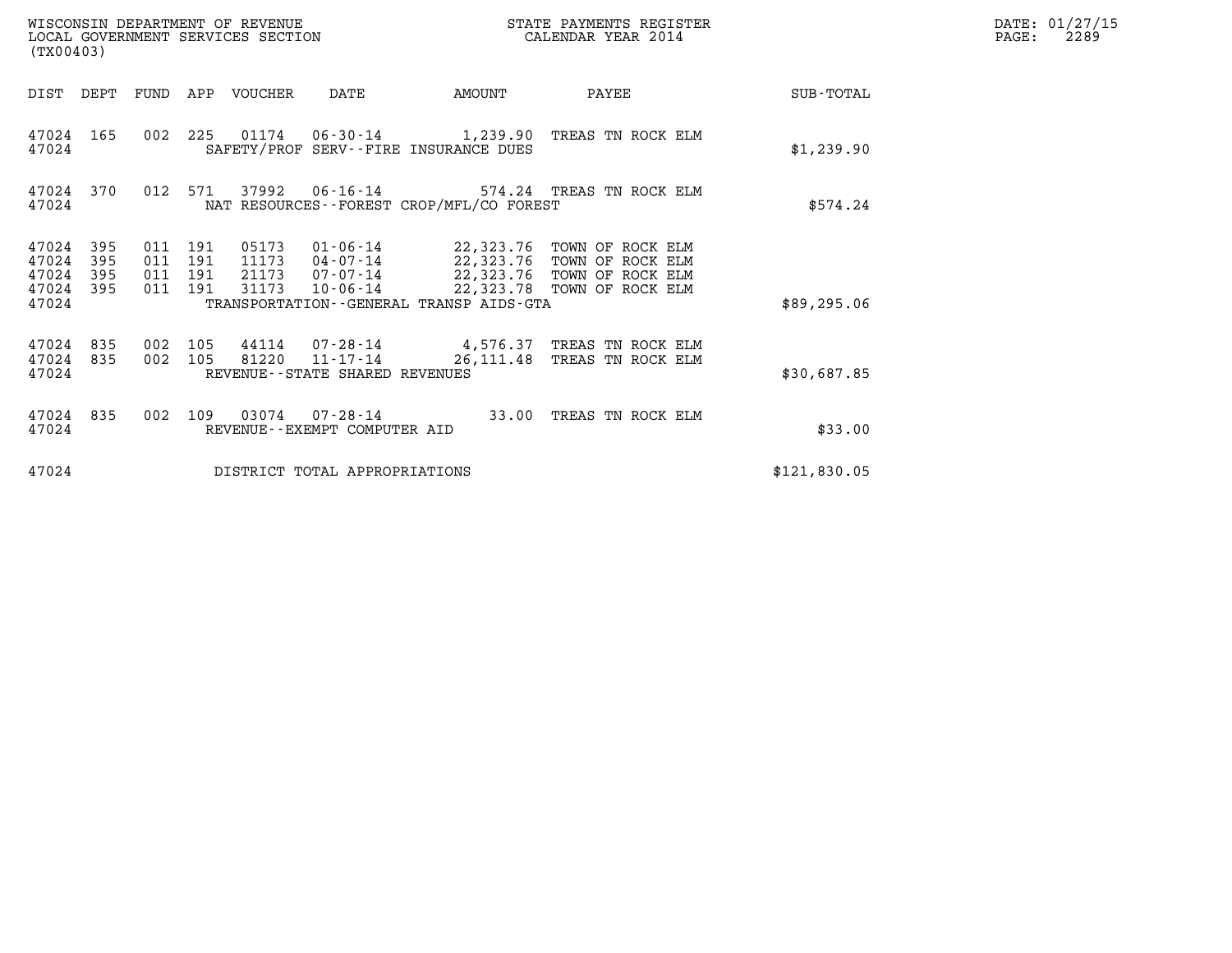WISCONSIN DEPARTMENT OF REVENUE
LOCAL GOVERNMENT SERVICES SECTION
(TX00403)

STATE PAYMENTS REGISTER
CALENDAR YEAR 2014

DATE: 01/27/15

| DIST | DEPT | FUND | APP | VOUCHER | DATE | AMOUNT | PAYEE | SUB-TOTAL |
|---|---|---|---|---|---|---|---|---|
| 47024 | 165 | 002 | 225 | 01174 | 06-30-14 | 1,239.90 | TREAS TN ROCK ELM | |
| 47024 | | | | SAFETY/PROF SERV--FIRE INSURANCE DUES | | | | $1,239.90 |
| 47024 | 370 | 012 | 571 | 37992 | 06-16-14 | 574.24 | TREAS TN ROCK ELM | |
| 47024 | | | | NAT RESOURCES--FOREST CROP/MFL/CO FOREST | | | | $574.24 |
| 47024 | 395 | 011 | 191 | 05173 | 01-06-14 | 22,323.76 | TOWN OF ROCK ELM | |
| 47024 | 395 | 011 | 191 | 11173 | 04-07-14 | 22,323.76 | TOWN OF ROCK ELM | |
| 47024 | 395 | 011 | 191 | 21173 | 07-07-14 | 22,323.76 | TOWN OF ROCK ELM | |
| 47024 | 395 | 011 | 191 | 31173 | 10-06-14 | 22,323.78 | TOWN OF ROCK ELM | |
| 47024 | | | | TRANSPORTATION--GENERAL TRANSP AIDS-GTA | | | | $89,295.06 |
| 47024 | 835 | 002 | 105 | 44114 | 07-28-14 | 4,576.37 | TREAS TN ROCK ELM | |
| 47024 | 835 | 002 | 105 | 81220 | 11-17-14 | 26,111.48 | TREAS TN ROCK ELM | |
| 47024 | | | | REVENUE--STATE SHARED REVENUES | | | | $30,687.85 |
| 47024 | 835 | 002 | 109 | 03074 | 07-28-14 | 33.00 | TREAS TN ROCK ELM | |
| 47024 | | | | REVENUE--EXEMPT COMPUTER AID | | | | $33.00 |
| 47024 | | | | DISTRICT TOTAL APPROPRIATIONS | | | | $121,830.05 |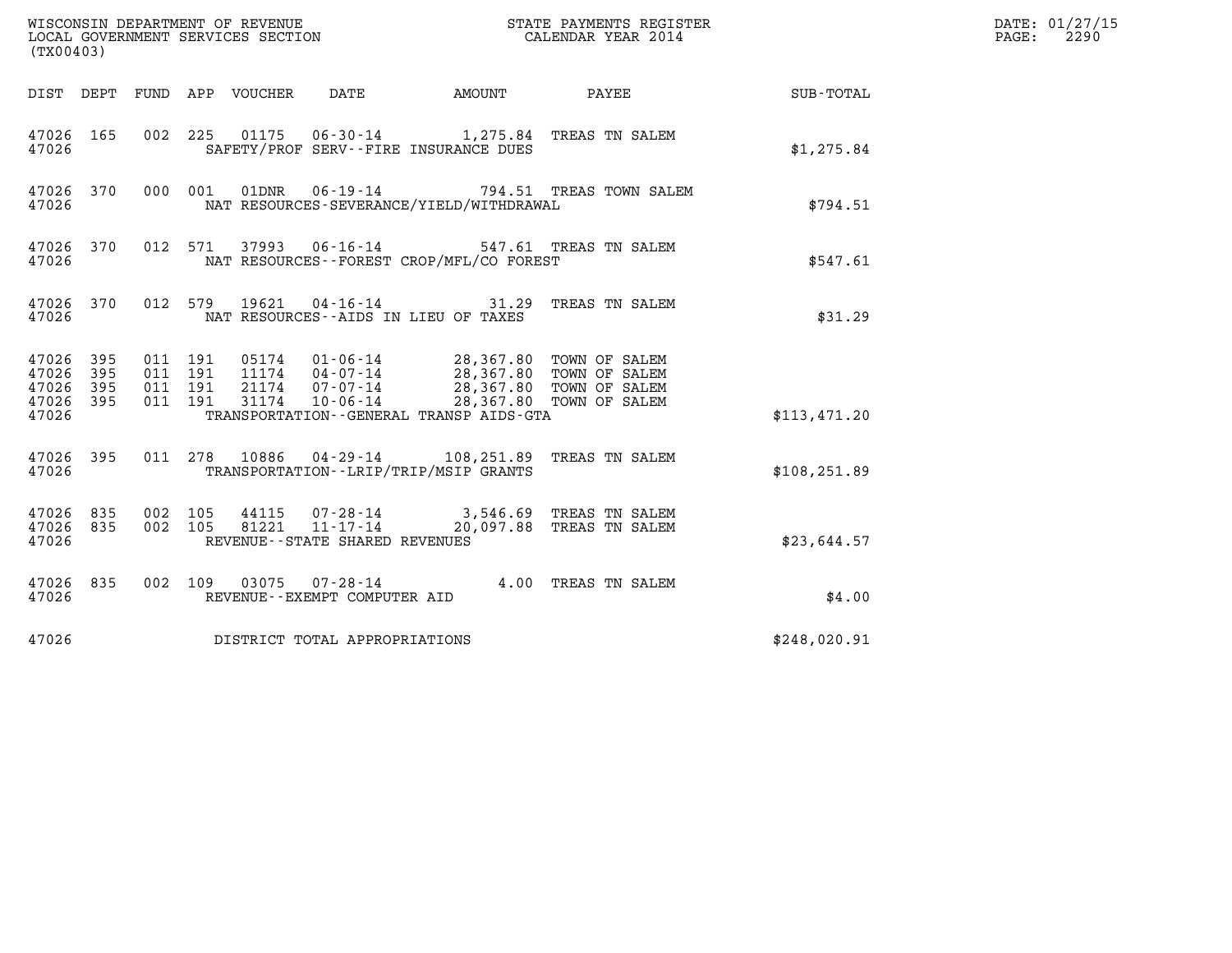WISCONSIN DEPARTMENT OF REVENUE
LOCAL GOVERNMENT SERVICES SECTION
(TX00403)

STATE PAYMENTS REGISTER
CALENDAR YEAR 2014

DATE: 01/27/15
PAGE: 2290

| DIST | DEPT | FUND | APP | VOUCHER | DATE | AMOUNT | PAYEE | SUB-TOTAL |
|---|---|---|---|---|---|---|---|---|
| 47026 | 165 | 002 | 225 | 01175 | 06-30-14 | 1,275.84 | TREAS TN SALEM | |
| 47026 | | | | SAFETY/PROF SERV--FIRE INSURANCE DUES | | | | $1,275.84 |
| 47026 | 370 | 000 | 001 | 01DNR | 06-19-14 | 794.51 | TREAS TOWN SALEM | |
| 47026 | | | | NAT RESOURCES-SEVERANCE/YIELD/WITHDRAWAL | | | | $794.51 |
| 47026 | 370 | 012 | 571 | 37993 | 06-16-14 | 547.61 | TREAS TN SALEM | |
| 47026 | | | | NAT RESOURCES--FOREST CROP/MFL/CO FOREST | | | | $547.61 |
| 47026 | 370 | 012 | 579 | 19621 | 04-16-14 | 31.29 | TREAS TN SALEM | |
| 47026 | | | | NAT RESOURCES--AIDS IN LIEU OF TAXES | | | | $31.29 |
| 47026 | 395 | 011 | 191 | 05174 | 01-06-14 | 28,367.80 | TOWN OF SALEM | |
| 47026 | 395 | 011 | 191 | 11174 | 04-07-14 | 28,367.80 | TOWN OF SALEM | |
| 47026 | 395 | 011 | 191 | 21174 | 07-07-14 | 28,367.80 | TOWN OF SALEM | |
| 47026 | 395 | 011 | 191 | 31174 | 10-06-14 | 28,367.80 | TOWN OF SALEM | |
| 47026 | | | | TRANSPORTATION--GENERAL TRANSP AIDS-GTA | | | | $113,471.20 |
| 47026 | 395 | 011 | 278 | 10886 | 04-29-14 | 108,251.89 | TREAS TN SALEM | |
| 47026 | | | | TRANSPORTATION--LRIP/TRIP/MSIP GRANTS | | | | $108,251.89 |
| 47026 | 835 | 002 | 105 | 44115 | 07-28-14 | 3,546.69 | TREAS TN SALEM | |
| 47026 | 835 | 002 | 105 | 81221 | 11-17-14 | 20,097.88 | TREAS TN SALEM | |
| 47026 | | | | REVENUE--STATE SHARED REVENUES | | | | $23,644.57 |
| 47026 | 835 | 002 | 109 | 03075 | 07-28-14 | 4.00 | TREAS TN SALEM | |
| 47026 | | | | REVENUE--EXEMPT COMPUTER AID | | | | $4.00 |
| 47026 | | | | DISTRICT TOTAL APPROPRIATIONS | | | | $248,020.91 |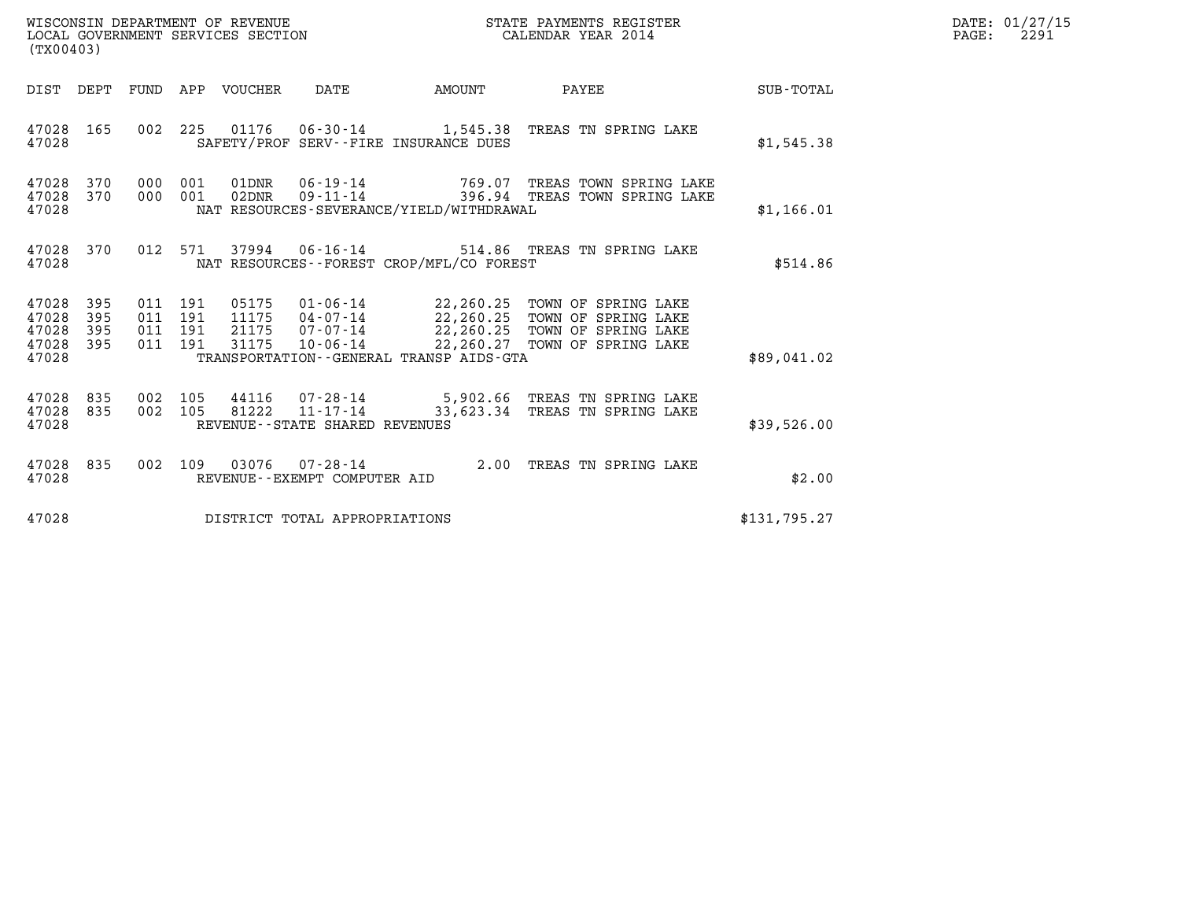WISCONSIN DEPARTMENT OF REVENUE
LOCAL GOVERNMENT SERVICES SECTION
(TX00403)

STATE PAYMENTS REGISTER
CALENDAR YEAR 2014

DATE: 01/27/15

| DIST | DEPT | FUND | APP | VOUCHER | DATE | AMOUNT | PAYEE | SUB-TOTAL |
|---|---|---|---|---|---|---|---|---|
| 47028 | 165 | 002 | 225 | 01176 | 06-30-14 | 1,545.38 | TREAS TN SPRING LAKE | |
| 47028 | | | | | SAFETY/PROF SERV--FIRE INSURANCE DUES | | | $1,545.38 |
| 47028 | 370 | 000 | 001 | 01DNR | 06-19-14 | 769.07 | TREAS TOWN SPRING LAKE | |
| 47028 | 370 | 000 | 001 | 02DNR | 09-11-14 | 396.94 | TREAS TOWN SPRING LAKE | |
| 47028 | | | | | NAT RESOURCES-SEVERANCE/YIELD/WITHDRAWAL | | | $1,166.01 |
| 47028 | 370 | 012 | 571 | 37994 | 06-16-14 | 514.86 | TREAS TN SPRING LAKE | |
| 47028 | | | | | NAT RESOURCES--FOREST CROP/MFL/CO FOREST | | | $514.86 |
| 47028 | 395 | 011 | 191 | 05175 | 01-06-14 | 22,260.25 | TOWN OF SPRING LAKE | |
| 47028 | 395 | 011 | 191 | 11175 | 04-07-14 | 22,260.25 | TOWN OF SPRING LAKE | |
| 47028 | 395 | 011 | 191 | 21175 | 07-07-14 | 22,260.25 | TOWN OF SPRING LAKE | |
| 47028 | 395 | 011 | 191 | 31175 | 10-06-14 | 22,260.27 | TOWN OF SPRING LAKE | |
| 47028 | | | | | TRANSPORTATION--GENERAL TRANSP AIDS-GTA | | | $89,041.02 |
| 47028 | 835 | 002 | 105 | 44116 | 07-28-14 | 5,902.66 | TREAS TN SPRING LAKE | |
| 47028 | 835 | 002 | 105 | 81222 | 11-17-14 | 33,623.34 | TREAS TN SPRING LAKE | |
| 47028 | | | | | REVENUE--STATE SHARED REVENUES | | | $39,526.00 |
| 47028 | 835 | 002 | 109 | 03076 | 07-28-14 | 2.00 | TREAS TN SPRING LAKE | |
| 47028 | | | | | REVENUE--EXEMPT COMPUTER AID | | | $2.00 |
| 47028 | | | | | DISTRICT TOTAL APPROPRIATIONS | | | $131,795.27 |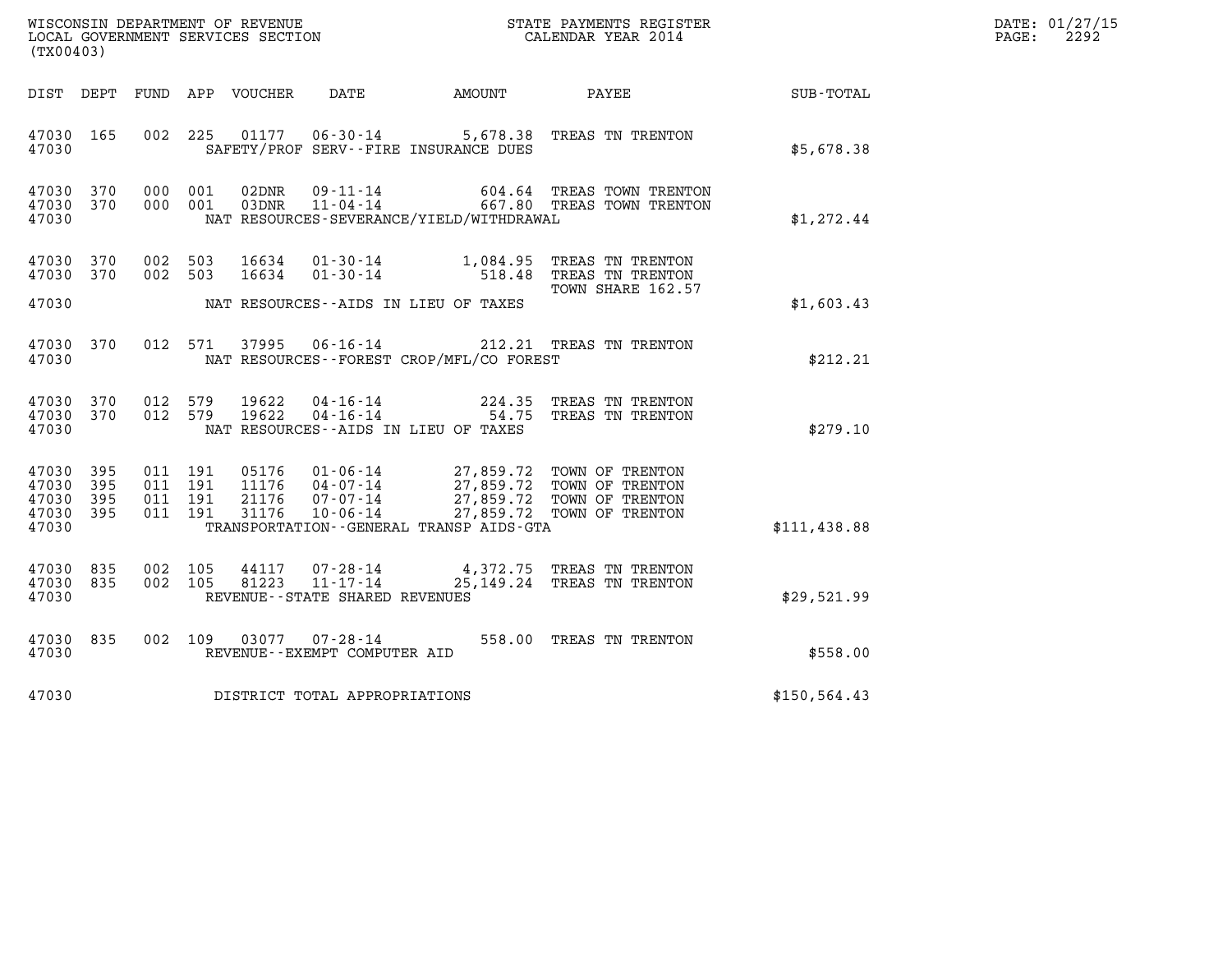WISCONSIN DEPARTMENT OF REVENUE
LOCAL GOVERNMENT SERVICES SECTION
(TX00403)

STATE PAYMENTS REGISTER
CALENDAR YEAR 2014

DATE: 01/27/15

| DIST | DEPT | FUND | APP | VOUCHER | DATE | AMOUNT | PAYEE | SUB-TOTAL |
|---|---|---|---|---|---|---|---|---|
| 47030 | 165 | 002 | 225 | 01177 | 06-30-14 | 5,678.38 | TREAS TN TRENTON | |
| 47030 | | | | | SAFETY/PROF SERV--FIRE INSURANCE DUES | | | $5,678.38 |
| 47030 | 370 | 000 | 001 | 02DNR | 09-11-14 | 604.64 | TREAS TOWN TRENTON | |
| 47030 | 370 | 000 | 001 | 03DNR | 11-04-14 | 667.80 | TREAS TOWN TRENTON | |
| 47030 | | | | | NAT RESOURCES-SEVERANCE/YIELD/WITHDRAWAL | | | $1,272.44 |
| 47030 | 370 | 002 | 503 | 16634 | 01-30-14 | 1,084.95 | TREAS TN TRENTON | |
| 47030 | 370 | 002 | 503 | 16634 | 01-30-14 | 518.48 | TREAS TN TRENTON TOWN SHARE 162.57 | |
| 47030 | | | | | NAT RESOURCES--AIDS IN LIEU OF TAXES | | | $1,603.43 |
| 47030 | 370 | 012 | 571 | 37995 | 06-16-14 | 212.21 | TREAS TN TRENTON | |
| 47030 | | | | | NAT RESOURCES--FOREST CROP/MFL/CO FOREST | | | $212.21 |
| 47030 | 370 | 012 | 579 | 19622 | 04-16-14 | 224.35 | TREAS TN TRENTON | |
| 47030 | 370 | 012 | 579 | 19622 | 04-16-14 | 54.75 | TREAS TN TRENTON | |
| 47030 | | | | | NAT RESOURCES--AIDS IN LIEU OF TAXES | | | $279.10 |
| 47030 | 395 | 011 | 191 | 05176 | 01-06-14 | 27,859.72 | TOWN OF TRENTON | |
| 47030 | 395 | 011 | 191 | 11176 | 04-07-14 | 27,859.72 | TOWN OF TRENTON | |
| 47030 | 395 | 011 | 191 | 21176 | 07-07-14 | 27,859.72 | TOWN OF TRENTON | |
| 47030 | 395 | 011 | 191 | 31176 | 10-06-14 | 27,859.72 | TOWN OF TRENTON | |
| 47030 | | | | | TRANSPORTATION--GENERAL TRANSP AIDS-GTA | | | $111,438.88 |
| 47030 | 835 | 002 | 105 | 44117 | 07-28-14 | 4,372.75 | TREAS TN TRENTON | |
| 47030 | 835 | 002 | 105 | 81223 | 11-17-14 | 25,149.24 | TREAS TN TRENTON | |
| 47030 | | | | | REVENUE--STATE SHARED REVENUES | | | $29,521.99 |
| 47030 | 835 | 002 | 109 | 03077 | 07-28-14 | 558.00 | TREAS TN TRENTON | |
| 47030 | | | | | REVENUE--EXEMPT COMPUTER AID | | | $558.00 |
| 47030 | | | | | DISTRICT TOTAL APPROPRIATIONS | | | $150,564.43 |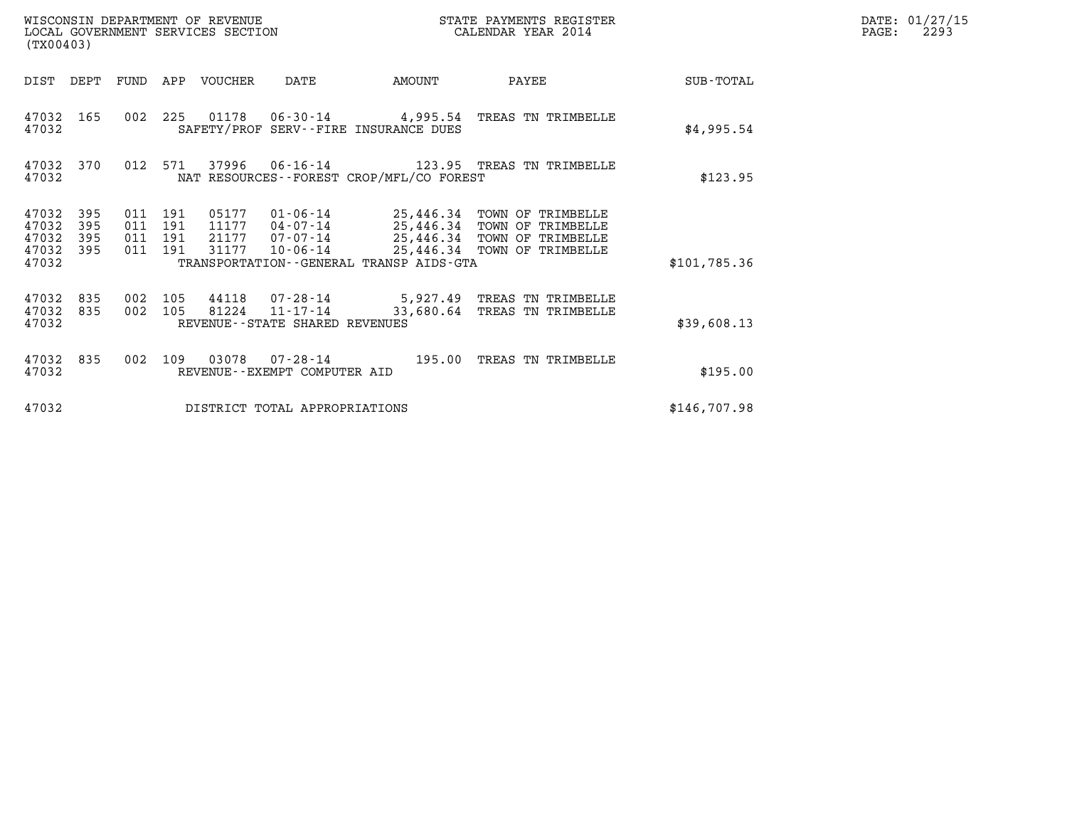WISCONSIN DEPARTMENT OF REVENUE
LOCAL GOVERNMENT SERVICES SECTION
(TX00403)

STATE PAYMENTS REGISTER
CALENDAR YEAR 2014

DATE: 01/27/15
PAGE: 2293

| DIST | DEPT | FUND | APP | VOUCHER | DATE | AMOUNT | PAYEE | SUB-TOTAL |
|---|---|---|---|---|---|---|---|---|
| 47032 | 165 | 002 | 225 | 01178 | 06-30-14 | 4,995.54 | TREAS TN TRIMBELLE | |
| 47032 | | | | SAFETY/PROF SERV--FIRE INSURANCE DUES | | | | $4,995.54 |
| 47032 | 370 | 012 | 571 | 37996 | 06-16-14 | 123.95 | TREAS TN TRIMBELLE | |
| 47032 | | | | NAT RESOURCES--FOREST CROP/MFL/CO FOREST | | | | $123.95 |
| 47032 | 395 | 011 | 191 | 05177 | 01-06-14 | 25,446.34 | TOWN OF TRIMBELLE | |
| 47032 | 395 | 011 | 191 | 11177 | 04-07-14 | 25,446.34 | TOWN OF TRIMBELLE | |
| 47032 | 395 | 011 | 191 | 21177 | 07-07-14 | 25,446.34 | TOWN OF TRIMBELLE | |
| 47032 | 395 | 011 | 191 | 31177 | 10-06-14 | 25,446.34 | TOWN OF TRIMBELLE | |
| 47032 | | | | TRANSPORTATION--GENERAL TRANSP AIDS-GTA | | | | $101,785.36 |
| 47032 | 835 | 002 | 105 | 44118 | 07-28-14 | 5,927.49 | TREAS TN TRIMBELLE | |
| 47032 | 835 | 002 | 105 | 81224 | 11-17-14 | 33,680.64 | TREAS TN TRIMBELLE | |
| 47032 | | | | REVENUE--STATE SHARED REVENUES | | | | $39,608.13 |
| 47032 | 835 | 002 | 109 | 03078 | 07-28-14 | 195.00 | TREAS TN TRIMBELLE | |
| 47032 | | | | REVENUE--EXEMPT COMPUTER AID | | | | $195.00 |
| 47032 | | | | DISTRICT TOTAL APPROPRIATIONS | | | | $146,707.98 |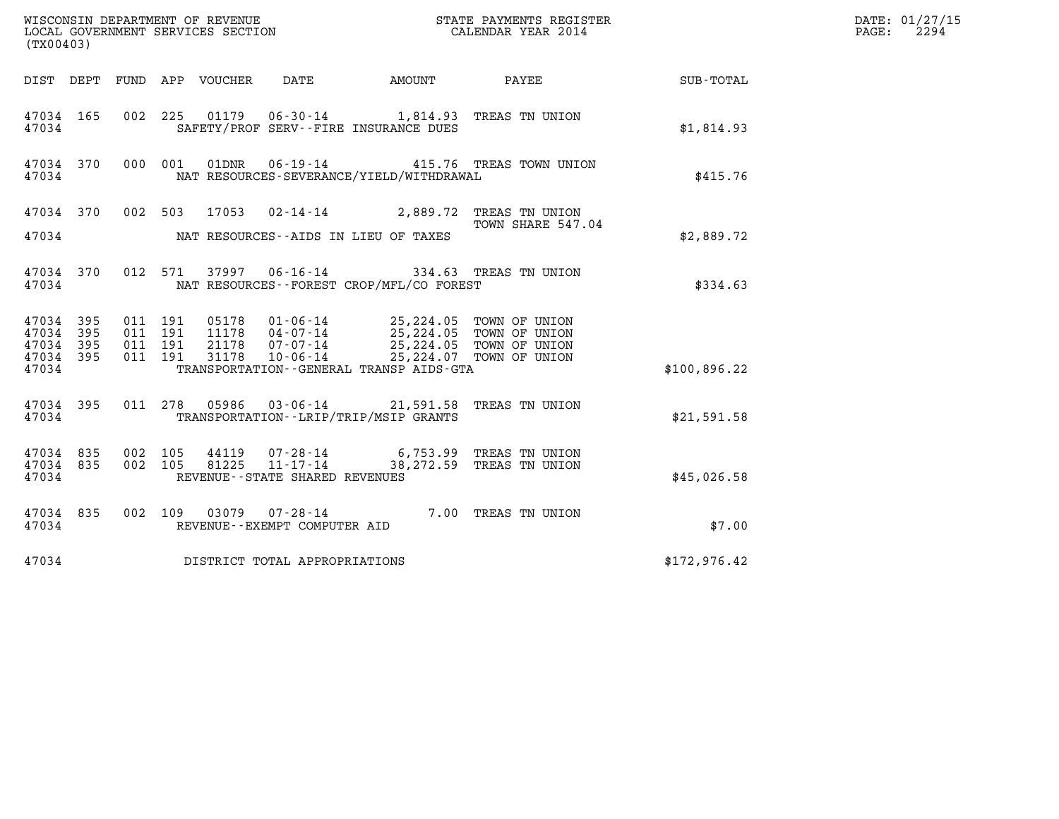WISCONSIN DEPARTMENT OF REVENUE
LOCAL GOVERNMENT SERVICES SECTION
(TX00403)

STATE PAYMENTS REGISTER
CALENDAR YEAR 2014

DATE: 01/27/15
PAGE: 2294

| DIST | DEPT | FUND | APP | VOUCHER | DATE | AMOUNT | PAYEE | SUB-TOTAL |
|---|---|---|---|---|---|---|---|---|
| 47034 | 165 | 002 | 225 | 01179 | 06-30-14 | 1,814.93 | TREAS TN UNION | |
| 47034 | | | | | SAFETY/PROF SERV--FIRE INSURANCE DUES | | | $1,814.93 |
| 47034 | 370 | 000 | 001 | 01DNR | 06-19-14 | 415.76 | TREAS TOWN UNION | |
| 47034 | | | | | NAT RESOURCES-SEVERANCE/YIELD/WITHDRAWAL | | | $415.76 |
| 47034 | 370 | 002 | 503 | 17053 | 02-14-14 | 2,889.72 | TREAS TN UNION TOWN SHARE 547.04 | |
| 47034 | | | | | NAT RESOURCES--AIDS IN LIEU OF TAXES | | | $2,889.72 |
| 47034 | 370 | 012 | 571 | 37997 | 06-16-14 | 334.63 | TREAS TN UNION | |
| 47034 | | | | | NAT RESOURCES--FOREST CROP/MFL/CO FOREST | | | $334.63 |
| 47034 | 395 | 011 | 191 | 05178 | 01-06-14 | 25,224.05 | TOWN OF UNION | |
| 47034 | 395 | 011 | 191 | 11178 | 04-07-14 | 25,224.05 | TOWN OF UNION | |
| 47034 | 395 | 011 | 191 | 21178 | 07-07-14 | 25,224.05 | TOWN OF UNION | |
| 47034 | 395 | 011 | 191 | 31178 | 10-06-14 | 25,224.07 | TOWN OF UNION | |
| 47034 | | | | | TRANSPORTATION--GENERAL TRANSP AIDS-GTA | | | $100,896.22 |
| 47034 | 395 | 011 | 278 | 05986 | 03-06-14 | 21,591.58 | TREAS TN UNION | |
| 47034 | | | | | TRANSPORTATION--LRIP/TRIP/MSIP GRANTS | | | $21,591.58 |
| 47034 | 835 | 002 | 105 | 44119 | 07-28-14 | 6,753.99 | TREAS TN UNION | |
| 47034 | 835 | 002 | 105 | 81225 | 11-17-14 | 38,272.59 | TREAS TN UNION | |
| 47034 | | | | | REVENUE--STATE SHARED REVENUES | | | $45,026.58 |
| 47034 | 835 | 002 | 109 | 03079 | 07-28-14 | 7.00 | TREAS TN UNION | |
| 47034 | | | | | REVENUE--EXEMPT COMPUTER AID | | | $7.00 |
| 47034 | | | | | DISTRICT TOTAL APPROPRIATIONS | | | $172,976.42 |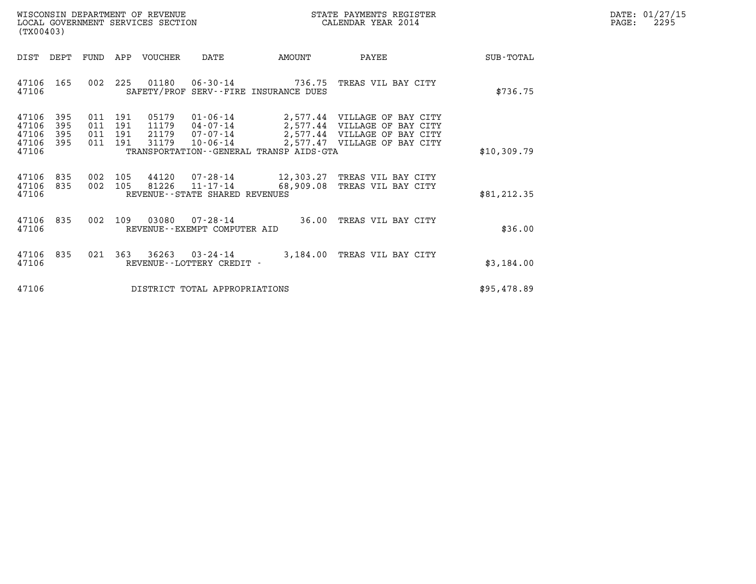WISCONSIN DEPARTMENT OF REVENUE
LOCAL GOVERNMENT SERVICES SECTION
(TX00403)

STATE PAYMENTS REGISTER
CALENDAR YEAR 2014

DATE: 01/27/15
PAGE: 2295

| DIST | DEPT | FUND | APP | VOUCHER | DATE | AMOUNT | PAYEE | SUB-TOTAL |
|---|---|---|---|---|---|---|---|---|
| 47106 | 165 | 002 | 225 | 01180 | 06-30-14 | 736.75 | TREAS VIL BAY CITY | |
| 47106 | | | | SAFETY/PROF SERV--FIRE INSURANCE DUES | | | | $736.75 |
| 47106 | 395 | 011 | 191 | 05179 | 01-06-14 | 2,577.44 | VILLAGE OF BAY CITY | |
| 47106 | 395 | 011 | 191 | 11179 | 04-07-14 | 2,577.44 | VILLAGE OF BAY CITY | |
| 47106 | 395 | 011 | 191 | 21179 | 07-07-14 | 2,577.44 | VILLAGE OF BAY CITY | |
| 47106 | 395 | 011 | 191 | 31179 | 10-06-14 | 2,577.47 | VILLAGE OF BAY CITY | |
| 47106 | | | | TRANSPORTATION--GENERAL TRANSP AIDS-GTA | | | | $10,309.79 |
| 47106 | 835 | 002 | 105 | 44120 | 07-28-14 | 12,303.27 | TREAS VIL BAY CITY | |
| 47106 | 835 | 002 | 105 | 81226 | 11-17-14 | 68,909.08 | TREAS VIL BAY CITY | |
| 47106 | | | | REVENUE--STATE SHARED REVENUES | | | | $81,212.35 |
| 47106 | 835 | 002 | 109 | 03080 | 07-28-14 | 36.00 | TREAS VIL BAY CITY | |
| 47106 | | | | REVENUE--EXEMPT COMPUTER AID | | | | $36.00 |
| 47106 | 835 | 021 | 363 | 36263 | 03-24-14 | 3,184.00 | TREAS VIL BAY CITY | |
| 47106 | | | | REVENUE--LOTTERY CREDIT - | | | | $3,184.00 |
| 47106 | | | | DISTRICT TOTAL APPROPRIATIONS | | | | $95,478.89 |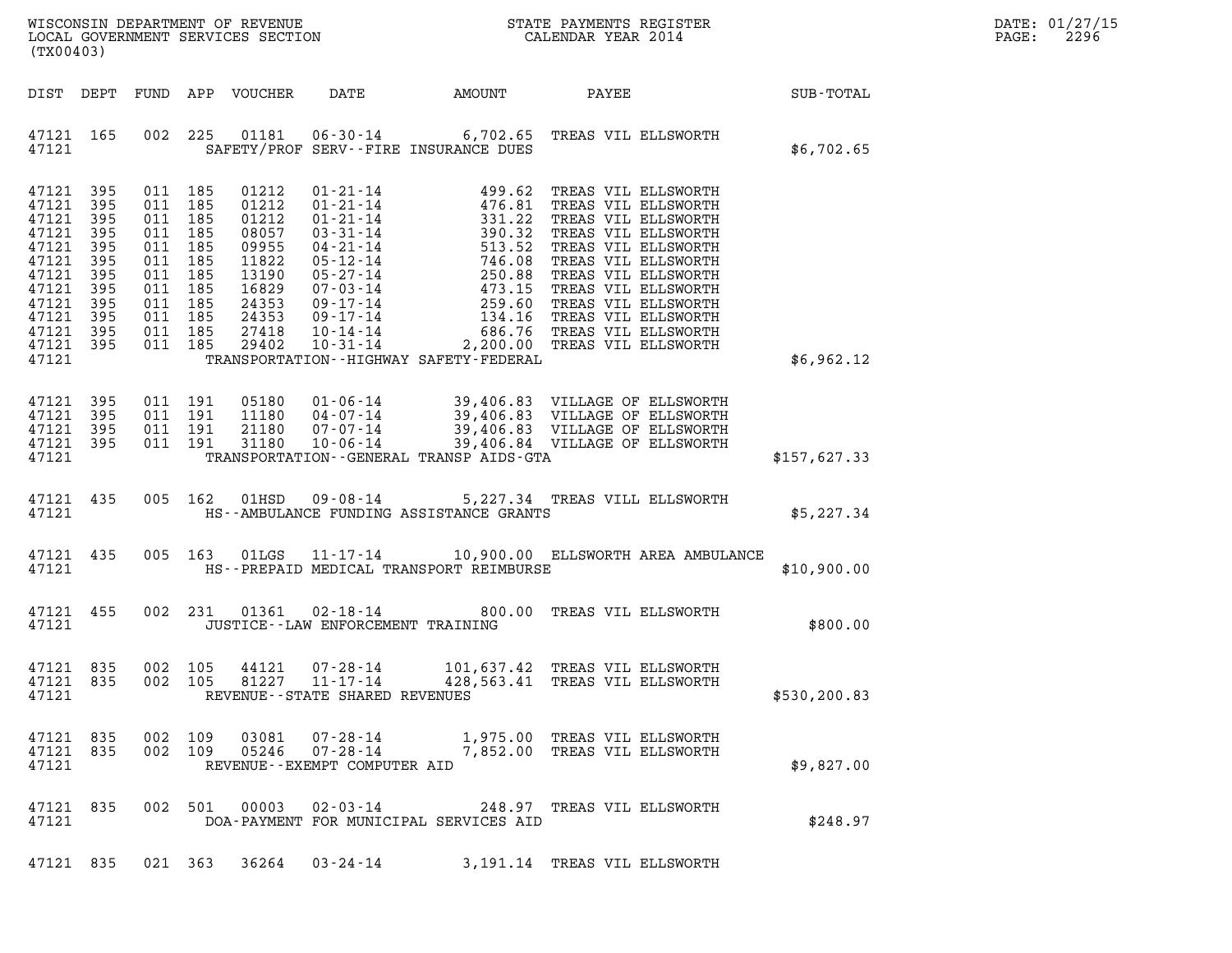WISCONSIN DEPARTMENT OF REVENUE
LOCAL GOVERNMENT SERVICES SECTION
(TX00403)

STATE PAYMENTS REGISTER
CALENDAR YEAR 2014

DATE: 01/27/15
PAGE: 2296

| DIST | DEPT | FUND | APP | VOUCHER | DATE | AMOUNT | PAYEE | SUB-TOTAL |
|---|---|---|---|---|---|---|---|---|
| 47121 | 165 | 002 | 225 | 01181 | 06-30-14 | 6,702.65 | TREAS VIL ELLSWORTH | |
| 47121 | | | | | SAFETY/PROF SERV--FIRE INSURANCE DUES | | | $6,702.65 |
| 47121 | 395 | 011 | 185 | 01212 | 01-21-14 | 499.62 | TREAS VIL ELLSWORTH | |
| 47121 | 395 | 011 | 185 | 01212 | 01-21-14 | 476.81 | TREAS VIL ELLSWORTH | |
| 47121 | 395 | 011 | 185 | 01212 | 01-21-14 | 331.22 | TREAS VIL ELLSWORTH | |
| 47121 | 395 | 011 | 185 | 08057 | 03-31-14 | 390.32 | TREAS VIL ELLSWORTH | |
| 47121 | 395 | 011 | 185 | 09955 | 04-21-14 | 513.52 | TREAS VIL ELLSWORTH | |
| 47121 | 395 | 011 | 185 | 11822 | 05-12-14 | 746.08 | TREAS VIL ELLSWORTH | |
| 47121 | 395 | 011 | 185 | 13190 | 05-27-14 | 250.88 | TREAS VIL ELLSWORTH | |
| 47121 | 395 | 011 | 185 | 16829 | 07-03-14 | 473.15 | TREAS VIL ELLSWORTH | |
| 47121 | 395 | 011 | 185 | 24353 | 09-17-14 | 259.60 | TREAS VIL ELLSWORTH | |
| 47121 | 395 | 011 | 185 | 24353 | 09-17-14 | 134.16 | TREAS VIL ELLSWORTH | |
| 47121 | 395 | 011 | 185 | 27418 | 10-14-14 | 686.76 | TREAS VIL ELLSWORTH | |
| 47121 | 395 | 011 | 185 | 29402 | 10-31-14 | 2,200.00 | TREAS VIL ELLSWORTH | |
| 47121 | | | | | TRANSPORTATION--HIGHWAY SAFETY-FEDERAL | | | $6,962.12 |
| 47121 | 395 | 011 | 191 | 05180 | 01-06-14 | 39,406.83 | VILLAGE OF ELLSWORTH | |
| 47121 | 395 | 011 | 191 | 11180 | 04-07-14 | 39,406.83 | VILLAGE OF ELLSWORTH | |
| 47121 | 395 | 011 | 191 | 21180 | 07-07-14 | 39,406.83 | VILLAGE OF ELLSWORTH | |
| 47121 | 395 | 011 | 191 | 31180 | 10-06-14 | 39,406.84 | VILLAGE OF ELLSWORTH | |
| 47121 | | | | | TRANSPORTATION--GENERAL TRANSP AIDS-GTA | | | $157,627.33 |
| 47121 | 435 | 005 | 162 | 01HSD | 09-08-14 | 5,227.34 | TREAS VILL ELLSWORTH | |
| 47121 | | | | | HS--AMBULANCE FUNDING ASSISTANCE GRANTS | | | $5,227.34 |
| 47121 | 435 | 005 | 163 | 01LGS | 11-17-14 | 10,900.00 | ELLSWORTH AREA AMBULANCE | |
| 47121 | | | | | HS--PREPAID MEDICAL TRANSPORT REIMBURSE | | | $10,900.00 |
| 47121 | 455 | 002 | 231 | 01361 | 02-18-14 | 800.00 | TREAS VIL ELLSWORTH | |
| 47121 | | | | | JUSTICE--LAW ENFORCEMENT TRAINING | | | $800.00 |
| 47121 | 835 | 002 | 105 | 44121 | 07-28-14 | 101,637.42 | TREAS VIL ELLSWORTH | |
| 47121 | 835 | 002 | 105 | 81227 | 11-17-14 | 428,563.41 | TREAS VIL ELLSWORTH | |
| 47121 | | | | | REVENUE--STATE SHARED REVENUES | | | $530,200.83 |
| 47121 | 835 | 002 | 109 | 03081 | 07-28-14 | 1,975.00 | TREAS VIL ELLSWORTH | |
| 47121 | 835 | 002 | 109 | 05246 | 07-28-14 | 7,852.00 | TREAS VIL ELLSWORTH | |
| 47121 | | | | | REVENUE--EXEMPT COMPUTER AID | | | $9,827.00 |
| 47121 | 835 | 002 | 501 | 00003 | 02-03-14 | 248.97 | TREAS VIL ELLSWORTH | |
| 47121 | | | | | DOA-PAYMENT FOR MUNICIPAL SERVICES AID | | | $248.97 |
| 47121 | 835 | 021 | 363 | 36264 | 03-24-14 | 3,191.14 | TREAS VIL ELLSWORTH | |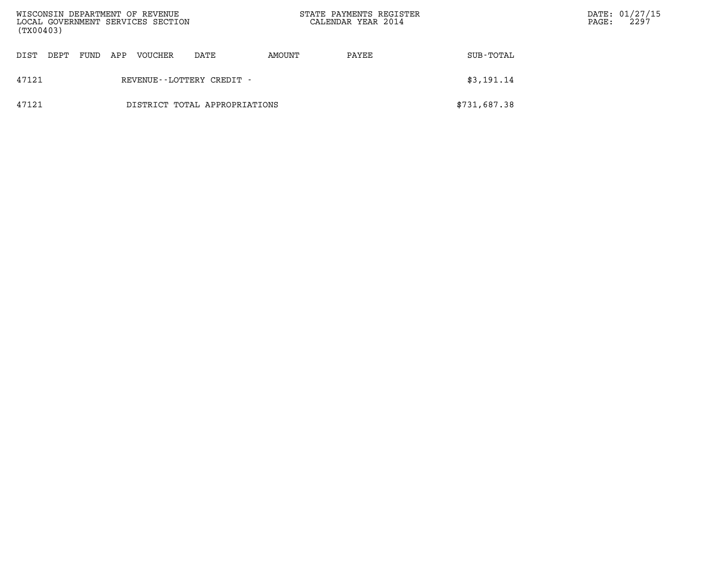| DIST | DEPT | FUND | APP | VOUCHER | DATE | AMOUNT | PAYEE | SUB-TOTAL |
|---|---|---|---|---|---|---|---|---|
| 47121 | | | | REVENUE--LOTTERY CREDIT - | | | | $3,191.14 |
| 47121 | | | | DISTRICT TOTAL APPROPRIATIONS | | | | $731,687.38 |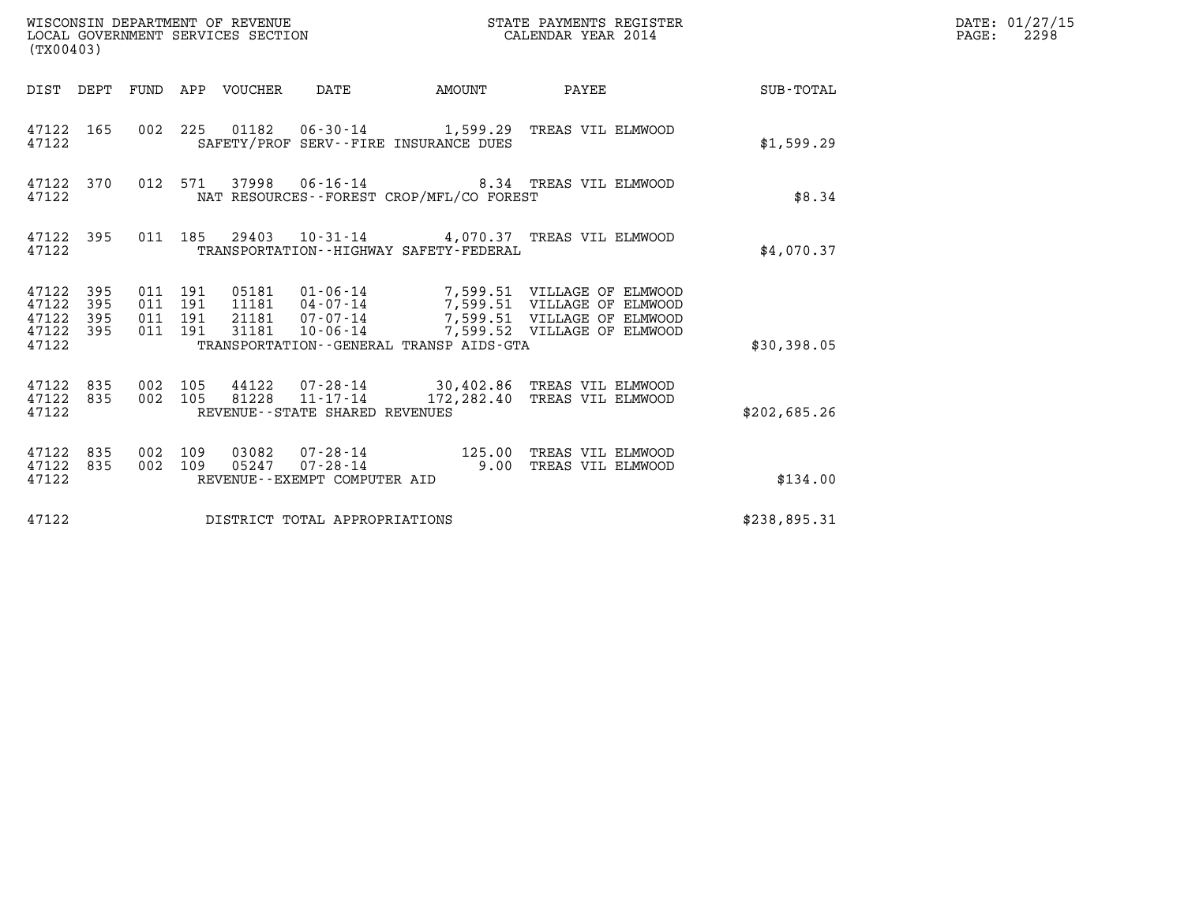WISCONSIN DEPARTMENT OF REVENUE
LOCAL GOVERNMENT SERVICES SECTION
(TX00403)

STATE PAYMENTS REGISTER
CALENDAR YEAR 2014

DATE: 01/27/15
PAGE: 2298

| DIST | DEPT | FUND | APP | VOUCHER | DATE | AMOUNT | PAYEE | SUB-TOTAL |
|---|---|---|---|---|---|---|---|---|
| 47122 | 165 | 002 | 225 | 01182 | 06-30-14 | 1,599.29 | TREAS VIL ELMWOOD | |
| 47122 | | | | | SAFETY/PROF SERV--FIRE INSURANCE DUES | | | $1,599.29 |
| 47122 | 370 | 012 | 571 | 37998 | 06-16-14 | 8.34 | TREAS VIL ELMWOOD | |
| 47122 | | | | | NAT RESOURCES--FOREST CROP/MFL/CO FOREST | | | $8.34 |
| 47122 | 395 | 011 | 185 | 29403 | 10-31-14 | 4,070.37 | TREAS VIL ELMWOOD | |
| 47122 | | | | | TRANSPORTATION--HIGHWAY SAFETY-FEDERAL | | | $4,070.37 |
| 47122 | 395 | 011 | 191 | 05181 | 01-06-14 | 7,599.51 | VILLAGE OF ELMWOOD | |
| 47122 | 395 | 011 | 191 | 11181 | 04-07-14 | 7,599.51 | VILLAGE OF ELMWOOD | |
| 47122 | 395 | 011 | 191 | 21181 | 07-07-14 | 7,599.51 | VILLAGE OF ELMWOOD | |
| 47122 | 395 | 011 | 191 | 31181 | 10-06-14 | 7,599.52 | VILLAGE OF ELMWOOD | |
| 47122 | | | | | TRANSPORTATION--GENERAL TRANSP AIDS-GTA | | | $30,398.05 |
| 47122 | 835 | 002 | 105 | 44122 | 07-28-14 | 30,402.86 | TREAS VIL ELMWOOD | |
| 47122 | 835 | 002 | 105 | 81228 | 11-17-14 | 172,282.40 | TREAS VIL ELMWOOD | |
| 47122 | | | | | REVENUE--STATE SHARED REVENUES | | | $202,685.26 |
| 47122 | 835 | 002 | 109 | 03082 | 07-28-14 | 125.00 | TREAS VIL ELMWOOD | |
| 47122 | 835 | 002 | 109 | 05247 | 07-28-14 | 9.00 | TREAS VIL ELMWOOD | |
| 47122 | | | | | REVENUE--EXEMPT COMPUTER AID | | | $134.00 |
| 47122 | | | | | DISTRICT TOTAL APPROPRIATIONS | | | $238,895.31 |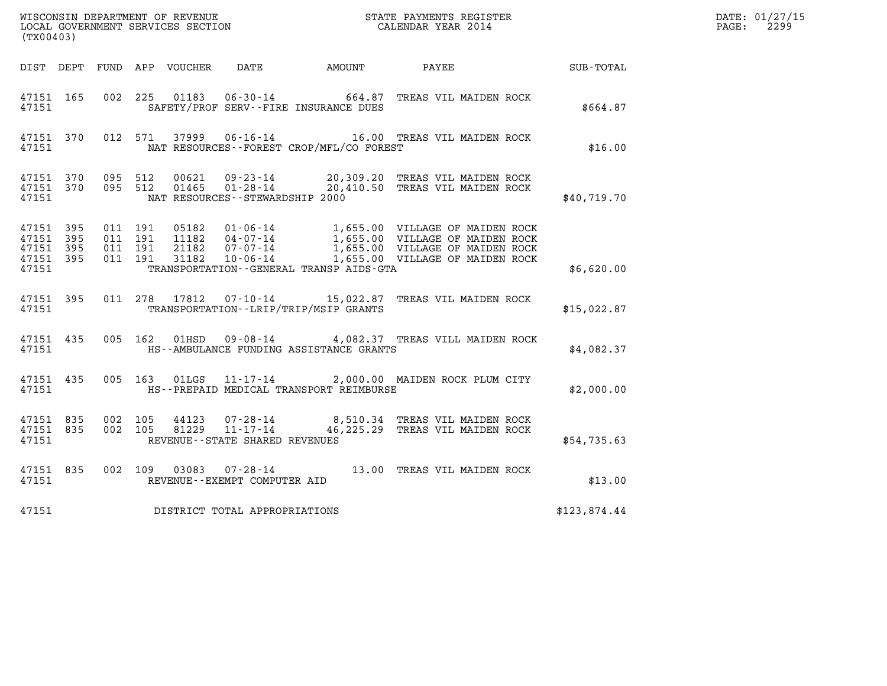WISCONSIN DEPARTMENT OF REVENUE
LOCAL GOVERNMENT SERVICES SECTION
(TX00403)

STATE PAYMENTS REGISTER
CALENDAR YEAR 2014

DATE: 01/27/15
PAGE: 2299

| DIST | DEPT | FUND | APP | VOUCHER | DATE | AMOUNT | PAYEE | SUB-TOTAL |
|---|---|---|---|---|---|---|---|---|
| 47151 | 165 | 002 | 225 | 01183 | 06-30-14 | 664.87 | TREAS VIL MAIDEN ROCK | |
| 47151 | | | | SAFETY/PROF SERV--FIRE INSURANCE DUES | | | | $664.87 |
| 47151 | 370 | 012 | 571 | 37999 | 06-16-14 | 16.00 | TREAS VIL MAIDEN ROCK | |
| 47151 | | | | NAT RESOURCES--FOREST CROP/MFL/CO FOREST | | | | $16.00 |
| 47151 | 370 | 095 | 512 | 00621 | 09-23-14 | 20,309.20 | TREAS VIL MAIDEN ROCK | |
| 47151 | 370 | 095 | 512 | 01465 | 01-28-14 | 20,410.50 | TREAS VIL MAIDEN ROCK | |
| 47151 | | | | NAT RESOURCES--STEWARDSHIP 2000 | | | | $40,719.70 |
| 47151 | 395 | 011 | 191 | 05182 | 01-06-14 | 1,655.00 | VILLAGE OF MAIDEN ROCK | |
| 47151 | 395 | 011 | 191 | 11182 | 04-07-14 | 1,655.00 | VILLAGE OF MAIDEN ROCK | |
| 47151 | 395 | 011 | 191 | 21182 | 07-07-14 | 1,655.00 | VILLAGE OF MAIDEN ROCK | |
| 47151 | 395 | 011 | 191 | 31182 | 10-06-14 | 1,655.00 | VILLAGE OF MAIDEN ROCK | |
| 47151 | | | | TRANSPORTATION--GENERAL TRANSP AIDS-GTA | | | | $6,620.00 |
| 47151 | 395 | 011 | 278 | 17812 | 07-10-14 | 15,022.87 | TREAS VIL MAIDEN ROCK | |
| 47151 | | | | TRANSPORTATION--LRIP/TRIP/MSIP GRANTS | | | | $15,022.87 |
| 47151 | 435 | 005 | 162 | 01HSD | 09-08-14 | 4,082.37 | TREAS VILL MAIDEN ROCK | |
| 47151 | | | | HS--AMBULANCE FUNDING ASSISTANCE GRANTS | | | | $4,082.37 |
| 47151 | 435 | 005 | 163 | 01LGS | 11-17-14 | 2,000.00 | MAIDEN ROCK PLUM CITY | |
| 47151 | | | | HS--PREPAID MEDICAL TRANSPORT REIMBURSE | | | | $2,000.00 |
| 47151 | 835 | 002 | 105 | 44123 | 07-28-14 | 8,510.34 | TREAS VIL MAIDEN ROCK | |
| 47151 | 835 | 002 | 105 | 81229 | 11-17-14 | 46,225.29 | TREAS VIL MAIDEN ROCK | |
| 47151 | | | | REVENUE--STATE SHARED REVENUES | | | | $54,735.63 |
| 47151 | 835 | 002 | 109 | 03083 | 07-28-14 | 13.00 | TREAS VIL MAIDEN ROCK | |
| 47151 | | | | REVENUE--EXEMPT COMPUTER AID | | | | $13.00 |
| 47151 | | | | DISTRICT TOTAL APPROPRIATIONS | | | | $123,874.44 |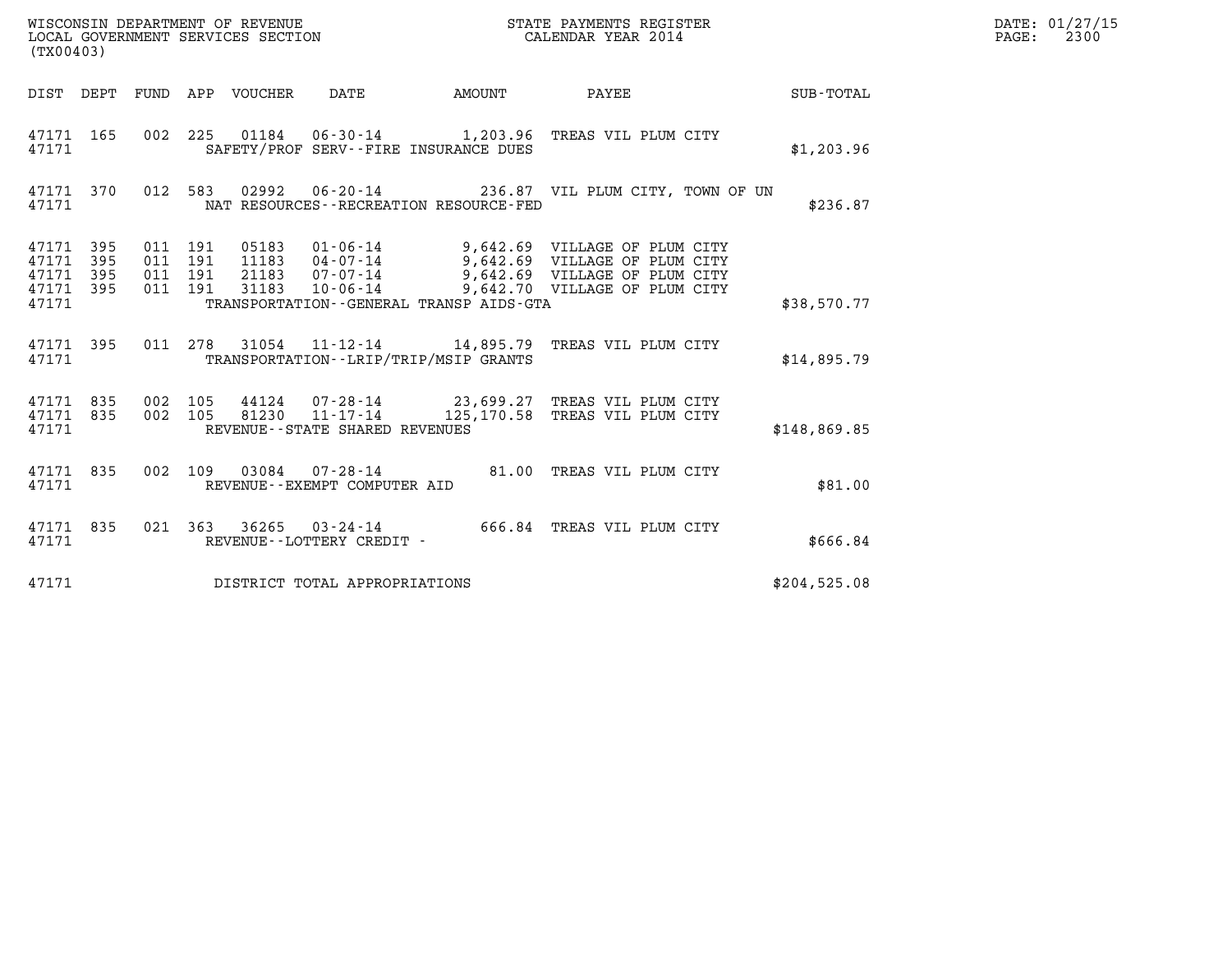WISCONSIN DEPARTMENT OF REVENUE
LOCAL GOVERNMENT SERVICES SECTION
(TX00403)

STATE PAYMENTS REGISTER
CALENDAR YEAR 2014

DATE: 01/27/15
PAGE: 2300

| DIST | DEPT | FUND | APP | VOUCHER | DATE | AMOUNT | PAYEE | SUB-TOTAL |
|---|---|---|---|---|---|---|---|---|
| 47171 | 165 | 002 | 225 | 01184 | 06-30-14 | 1,203.96 | TREAS VIL PLUM CITY | |
| 47171 | | | | | SAFETY/PROF SERV--FIRE INSURANCE DUES | | | $1,203.96 |
| 47171 | 370 | 012 | 583 | 02992 | 06-20-14 | 236.87 | VIL PLUM CITY, TOWN OF UN | |
| 47171 | | | | | NAT RESOURCES--RECREATION RESOURCE-FED | | | $236.87 |
| 47171 | 395 | 011 | 191 | 05183 | 01-06-14 | 9,642.69 | VILLAGE OF PLUM CITY | |
| 47171 | 395 | 011 | 191 | 11183 | 04-07-14 | 9,642.69 | VILLAGE OF PLUM CITY | |
| 47171 | 395 | 011 | 191 | 21183 | 07-07-14 | 9,642.69 | VILLAGE OF PLUM CITY | |
| 47171 | 395 | 011 | 191 | 31183 | 10-06-14 | 9,642.70 | VILLAGE OF PLUM CITY | |
| 47171 | | | | | TRANSPORTATION--GENERAL TRANSP AIDS-GTA | | | $38,570.77 |
| 47171 | 395 | 011 | 278 | 31054 | 11-12-14 | 14,895.79 | TREAS VIL PLUM CITY | |
| 47171 | | | | | TRANSPORTATION--LRIP/TRIP/MSIP GRANTS | | | $14,895.79 |
| 47171 | 835 | 002 | 105 | 44124 | 07-28-14 | 23,699.27 | TREAS VIL PLUM CITY | |
| 47171 | 835 | 002 | 105 | 81230 | 11-17-14 | 125,170.58 | TREAS VIL PLUM CITY | |
| 47171 | | | | | REVENUE--STATE SHARED REVENUES | | | $148,869.85 |
| 47171 | 835 | 002 | 109 | 03084 | 07-28-14 | 81.00 | TREAS VIL PLUM CITY | |
| 47171 | | | | | REVENUE--EXEMPT COMPUTER AID | | | $81.00 |
| 47171 | 835 | 021 | 363 | 36265 | 03-24-14 | 666.84 | TREAS VIL PLUM CITY | |
| 47171 | | | | | REVENUE--LOTTERY CREDIT - | | | $666.84 |
| 47171 | | | | | DISTRICT TOTAL APPROPRIATIONS | | | $204,525.08 |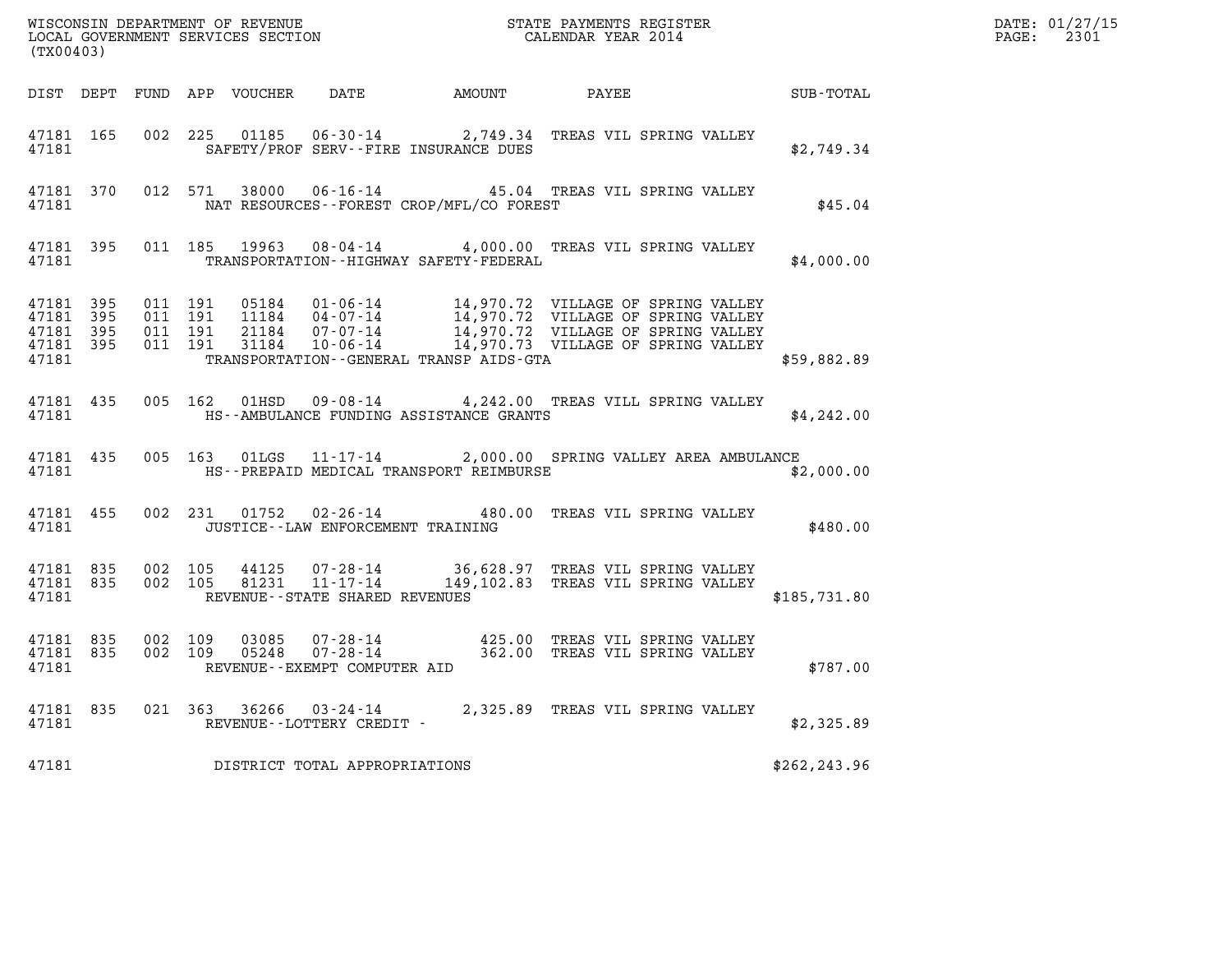WISCONSIN DEPARTMENT OF REVENUE
LOCAL GOVERNMENT SERVICES SECTION
(TX00403)

STATE PAYMENTS REGISTER
CALENDAR YEAR 2014

DATE: 01/27/15
PAGE: 2301

| DIST | DEPT | FUND | APP | VOUCHER | DATE | AMOUNT | PAYEE | SUB-TOTAL |
|---|---|---|---|---|---|---|---|---|
| 47181 | 165 | 002 | 225 | 01185 | 06-30-14 | 2,749.34 | TREAS VIL SPRING VALLEY | |
| 47181 | | | | SAFETY/PROF SERV--FIRE INSURANCE DUES | | | | $2,749.34 |
| 47181 | 370 | 012 | 571 | 38000 | 06-16-14 | 45.04 | TREAS VIL SPRING VALLEY | |
| 47181 | | | | NAT RESOURCES--FOREST CROP/MFL/CO FOREST | | | | $45.04 |
| 47181 | 395 | 011 | 185 | 19963 | 08-04-14 | 4,000.00 | TREAS VIL SPRING VALLEY | |
| 47181 | | | | TRANSPORTATION--HIGHWAY SAFETY-FEDERAL | | | | $4,000.00 |
| 47181 | 395 | 011 | 191 | 05184 | 01-06-14 | 14,970.72 | VILLAGE OF SPRING VALLEY | |
| 47181 | 395 | 011 | 191 | 11184 | 04-07-14 | 14,970.72 | VILLAGE OF SPRING VALLEY | |
| 47181 | 395 | 011 | 191 | 21184 | 07-07-14 | 14,970.72 | VILLAGE OF SPRING VALLEY | |
| 47181 | 395 | 011 | 191 | 31184 | 10-06-14 | 14,970.73 | VILLAGE OF SPRING VALLEY | |
| 47181 | | | | TRANSPORTATION--GENERAL TRANSP AIDS-GTA | | | | $59,882.89 |
| 47181 | 435 | 005 | 162 | 01HSD | 09-08-14 | 4,242.00 | TREAS VILL SPRING VALLEY | |
| 47181 | | | | HS--AMBULANCE FUNDING ASSISTANCE GRANTS | | | | $4,242.00 |
| 47181 | 435 | 005 | 163 | 01LGS | 11-17-14 | 2,000.00 | SPRING VALLEY AREA AMBULANCE | |
| 47181 | | | | HS--PREPAID MEDICAL TRANSPORT REIMBURSE | | | | $2,000.00 |
| 47181 | 455 | 002 | 231 | 01752 | 02-26-14 | 480.00 | TREAS VIL SPRING VALLEY | |
| 47181 | | | | JUSTICE--LAW ENFORCEMENT TRAINING | | | | $480.00 |
| 47181 | 835 | 002 | 105 | 44125 | 07-28-14 | 36,628.97 | TREAS VIL SPRING VALLEY | |
| 47181 | 835 | 002 | 105 | 81231 | 11-17-14 | 149,102.83 | TREAS VIL SPRING VALLEY | |
| 47181 | | | | REVENUE--STATE SHARED REVENUES | | | | $185,731.80 |
| 47181 | 835 | 002 | 109 | 03085 | 07-28-14 | 425.00 | TREAS VIL SPRING VALLEY | |
| 47181 | 835 | 002 | 109 | 05248 | 07-28-14 | 362.00 | TREAS VIL SPRING VALLEY | |
| 47181 | | | | REVENUE--EXEMPT COMPUTER AID | | | | $787.00 |
| 47181 | 835 | 021 | 363 | 36266 | 03-24-14 | 2,325.89 | TREAS VIL SPRING VALLEY | |
| 47181 | | | | REVENUE--LOTTERY CREDIT - | | | | $2,325.89 |
| 47181 | | | | DISTRICT TOTAL APPROPRIATIONS | | | | $262,243.96 |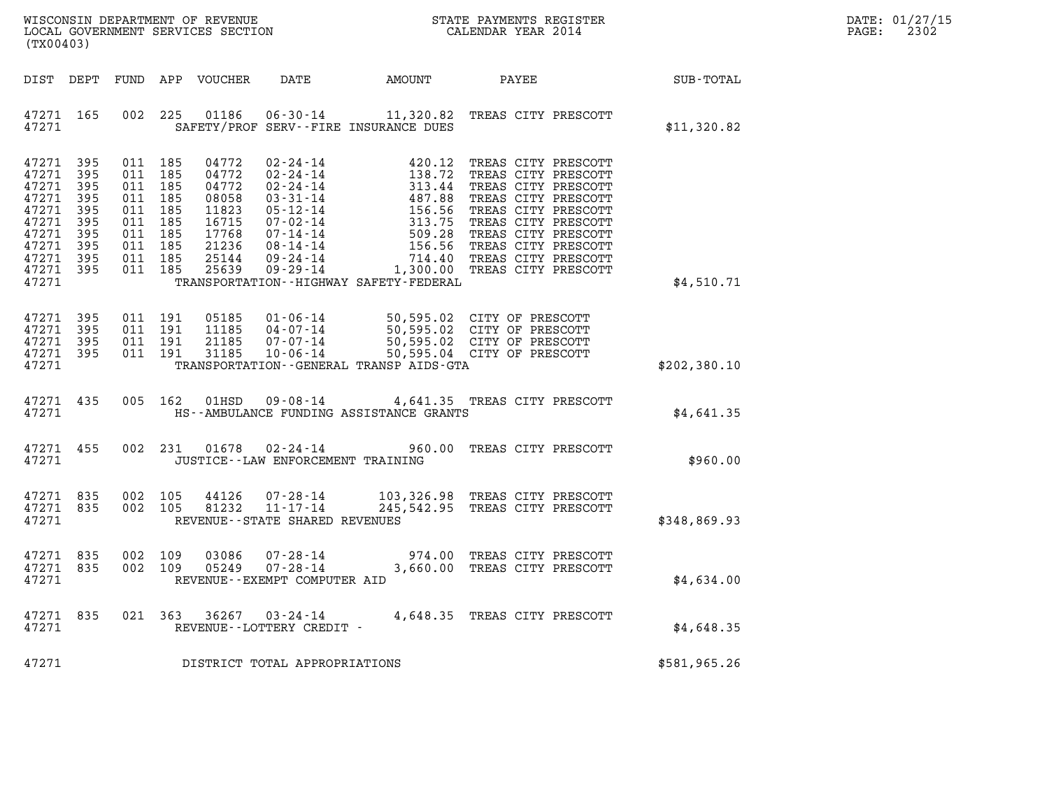WISCONSIN DEPARTMENT OF REVENUE
LOCAL GOVERNMENT SERVICES SECTION
(TX00403)

STATE PAYMENTS REGISTER
CALENDAR YEAR 2014

DATE: 01/27/15
PAGE: 2302

| DIST | DEPT | FUND | APP | VOUCHER | DATE | AMOUNT | PAYEE | SUB-TOTAL |
|---|---|---|---|---|---|---|---|---|
| 47271 | 165 | 002 | 225 | 01186 | 06-30-14 | 11,320.82 | TREAS CITY PRESCOTT | |
| 47271 | | | | | SAFETY/PROF SERV--FIRE INSURANCE DUES | | | $11,320.82 |
| 47271 | 395 | 011 | 185 | 04772 | 02-24-14 | 420.12 | TREAS CITY PRESCOTT | |
| 47271 | 395 | 011 | 185 | 04772 | 02-24-14 | 138.72 | TREAS CITY PRESCOTT | |
| 47271 | 395 | 011 | 185 | 04772 | 02-24-14 | 313.44 | TREAS CITY PRESCOTT | |
| 47271 | 395 | 011 | 185 | 08058 | 03-31-14 | 487.88 | TREAS CITY PRESCOTT | |
| 47271 | 395 | 011 | 185 | 11823 | 05-12-14 | 156.56 | TREAS CITY PRESCOTT | |
| 47271 | 395 | 011 | 185 | 16715 | 07-02-14 | 313.75 | TREAS CITY PRESCOTT | |
| 47271 | 395 | 011 | 185 | 17768 | 07-14-14 | 509.28 | TREAS CITY PRESCOTT | |
| 47271 | 395 | 011 | 185 | 21236 | 08-14-14 | 156.56 | TREAS CITY PRESCOTT | |
| 47271 | 395 | 011 | 185 | 25144 | 09-24-14 | 714.40 | TREAS CITY PRESCOTT | |
| 47271 | 395 | 011 | 185 | 25639 | 09-29-14 | 1,300.00 | TREAS CITY PRESCOTT | |
| 47271 | | | | | TRANSPORTATION--HIGHWAY SAFETY-FEDERAL | | | $4,510.71 |
| 47271 | 395 | 011 | 191 | 05185 | 01-06-14 | 50,595.02 | CITY OF PRESCOTT | |
| 47271 | 395 | 011 | 191 | 11185 | 04-07-14 | 50,595.02 | CITY OF PRESCOTT | |
| 47271 | 395 | 011 | 191 | 21185 | 07-07-14 | 50,595.02 | CITY OF PRESCOTT | |
| 47271 | 395 | 011 | 191 | 31185 | 10-06-14 | 50,595.04 | CITY OF PRESCOTT | |
| 47271 | | | | | TRANSPORTATION--GENERAL TRANSP AIDS-GTA | | | $202,380.10 |
| 47271 | 435 | 005 | 162 | 01HSD | 09-08-14 | 4,641.35 | TREAS CITY PRESCOTT | |
| 47271 | | | | | HS--AMBULANCE FUNDING ASSISTANCE GRANTS | | | $4,641.35 |
| 47271 | 455 | 002 | 231 | 01678 | 02-24-14 | 960.00 | TREAS CITY PRESCOTT | |
| 47271 | | | | | JUSTICE--LAW ENFORCEMENT TRAINING | | | $960.00 |
| 47271 | 835 | 002 | 105 | 44126 | 07-28-14 | 103,326.98 | TREAS CITY PRESCOTT | |
| 47271 | 835 | 002 | 105 | 81232 | 11-17-14 | 245,542.95 | TREAS CITY PRESCOTT | |
| 47271 | | | | | REVENUE--STATE SHARED REVENUES | | | $348,869.93 |
| 47271 | 835 | 002 | 109 | 03086 | 07-28-14 | 974.00 | TREAS CITY PRESCOTT | |
| 47271 | 835 | 002 | 109 | 05249 | 07-28-14 | 3,660.00 | TREAS CITY PRESCOTT | |
| 47271 | | | | | REVENUE--EXEMPT COMPUTER AID | | | $4,634.00 |
| 47271 | 835 | 021 | 363 | 36267 | 03-24-14 | 4,648.35 | TREAS CITY PRESCOTT | |
| 47271 | | | | | REVENUE--LOTTERY CREDIT - | | | $4,648.35 |
| 47271 | | | | | DISTRICT TOTAL APPROPRIATIONS | | | $581,965.26 |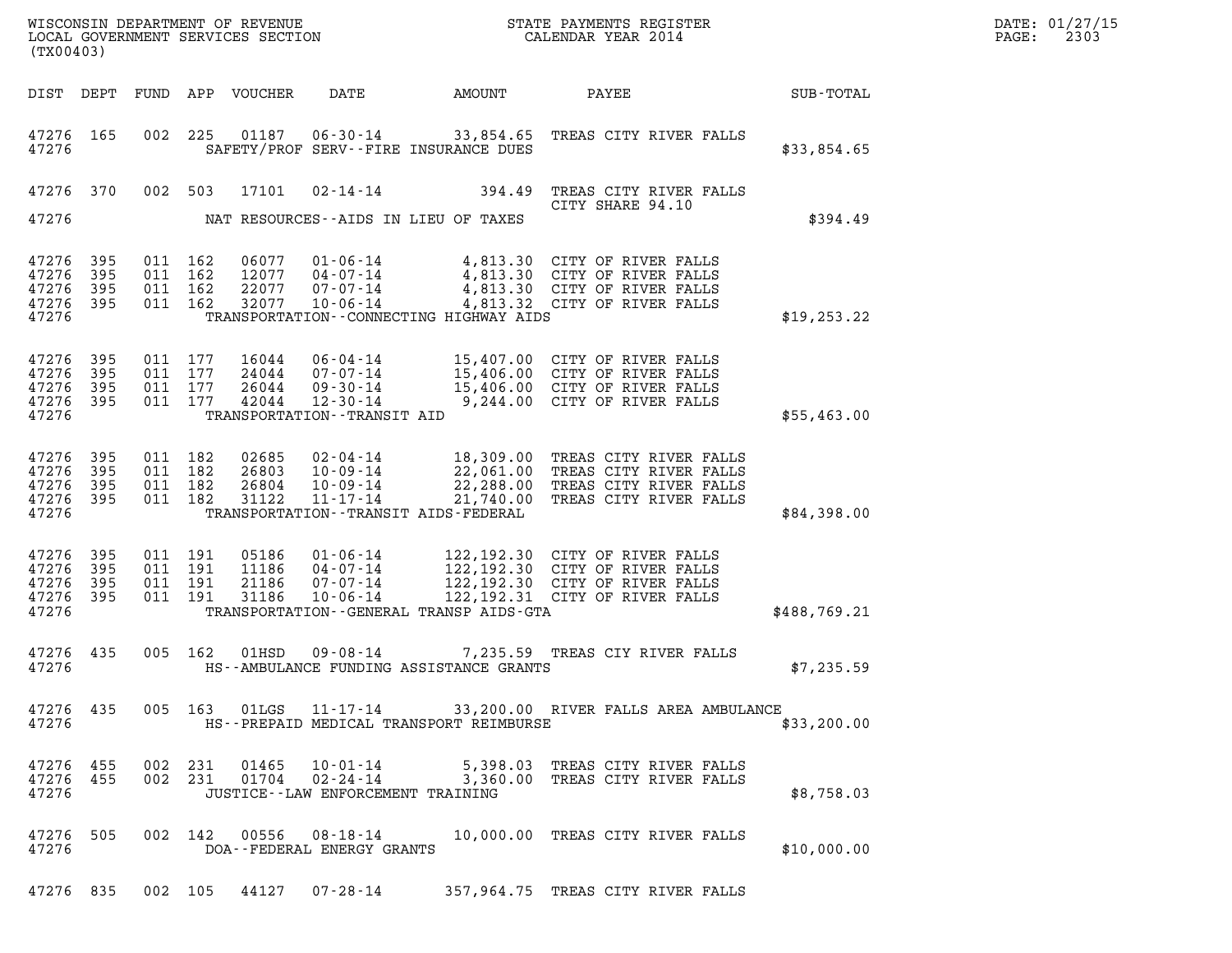WISCONSIN DEPARTMENT OF REVENUE
LOCAL GOVERNMENT SERVICES SECTION
(TX00403)

STATE PAYMENTS REGISTER
CALENDAR YEAR 2014

DATE: 01/27/15

| DIST | DEPT | FUND | APP | VOUCHER | DATE | AMOUNT | PAYEE | SUB-TOTAL |
|---|---|---|---|---|---|---|---|---|
| 47276 | 165 | 002 | 225 | 01187 | 06-30-14 | 33,854.65 | TREAS CITY RIVER FALLS | |
| 47276 | | | | | SAFETY/PROF SERV--FIRE INSURANCE DUES | | | $33,854.65 |
| 47276 | 370 | 002 | 503 | 17101 | 02-14-14 | 394.49 | TREAS CITY RIVER FALLS CITY SHARE 94.10 | |
| 47276 | | | | | NAT RESOURCES--AIDS IN LIEU OF TAXES | | | $394.49 |
| 47276 | 395 | 011 | 162 | 06077 | 01-06-14 | 4,813.30 | CITY OF RIVER FALLS | |
| 47276 | 395 | 011 | 162 | 12077 | 04-07-14 | 4,813.30 | CITY OF RIVER FALLS | |
| 47276 | 395 | 011 | 162 | 22077 | 07-07-14 | 4,813.30 | CITY OF RIVER FALLS | |
| 47276 | 395 | 011 | 162 | 32077 | 10-06-14 | 4,813.32 | CITY OF RIVER FALLS | |
| 47276 | | | | | TRANSPORTATION--CONNECTING HIGHWAY AIDS | | | $19,253.22 |
| 47276 | 395 | 011 | 177 | 16044 | 06-04-14 | 15,407.00 | CITY OF RIVER FALLS | |
| 47276 | 395 | 011 | 177 | 24044 | 07-07-14 | 15,406.00 | CITY OF RIVER FALLS | |
| 47276 | 395 | 011 | 177 | 26044 | 09-30-14 | 15,406.00 | CITY OF RIVER FALLS | |
| 47276 | 395 | 011 | 177 | 42044 | 12-30-14 | 9,244.00 | CITY OF RIVER FALLS | |
| 47276 | | | | | TRANSPORTATION--TRANSIT AID | | | $55,463.00 |
| 47276 | 395 | 011 | 182 | 02685 | 02-04-14 | 18,309.00 | TREAS CITY RIVER FALLS | |
| 47276 | 395 | 011 | 182 | 26803 | 10-09-14 | 22,061.00 | TREAS CITY RIVER FALLS | |
| 47276 | 395 | 011 | 182 | 26804 | 10-09-14 | 22,288.00 | TREAS CITY RIVER FALLS | |
| 47276 | 395 | 011 | 182 | 31122 | 11-17-14 | 21,740.00 | TREAS CITY RIVER FALLS | |
| 47276 | | | | | TRANSPORTATION--TRANSIT AIDS-FEDERAL | | | $84,398.00 |
| 47276 | 395 | 011 | 191 | 05186 | 01-06-14 | 122,192.30 | CITY OF RIVER FALLS | |
| 47276 | 395 | 011 | 191 | 11186 | 04-07-14 | 122,192.30 | CITY OF RIVER FALLS | |
| 47276 | 395 | 011 | 191 | 21186 | 07-07-14 | 122,192.30 | CITY OF RIVER FALLS | |
| 47276 | 395 | 011 | 191 | 31186 | 10-06-14 | 122,192.31 | CITY OF RIVER FALLS | |
| 47276 | | | | | TRANSPORTATION--GENERAL TRANSP AIDS-GTA | | | $488,769.21 |
| 47276 | 435 | 005 | 162 | 01HSD | 09-08-14 | 7,235.59 | TREAS CIY RIVER FALLS | |
| 47276 | | | | | HS--AMBULANCE FUNDING ASSISTANCE GRANTS | | | $7,235.59 |
| 47276 | 435 | 005 | 163 | 01LGS | 11-17-14 | 33,200.00 | RIVER FALLS AREA AMBULANCE | |
| 47276 | | | | | HS--PREPAID MEDICAL TRANSPORT REIMBURSE | | | $33,200.00 |
| 47276 | 455 | 002 | 231 | 01465 | 10-01-14 | 5,398.03 | TREAS CITY RIVER FALLS | |
| 47276 | 455 | 002 | 231 | 01704 | 02-24-14 | 3,360.00 | TREAS CITY RIVER FALLS | |
| 47276 | | | | | JUSTICE--LAW ENFORCEMENT TRAINING | | | $8,758.03 |
| 47276 | 505 | 002 | 142 | 00556 | 08-18-14 | 10,000.00 | TREAS CITY RIVER FALLS | |
| 47276 | | | | | DOA--FEDERAL ENERGY GRANTS | | | $10,000.00 |
| 47276 | 835 | 002 | 105 | 44127 | 07-28-14 | 357,964.75 | TREAS CITY RIVER FALLS | |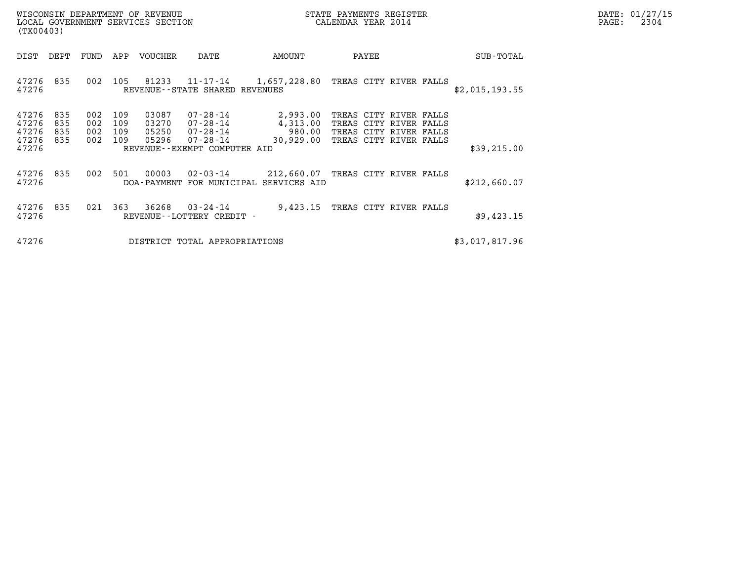WISCONSIN DEPARTMENT OF REVENUE
LOCAL GOVERNMENT SERVICES SECTION
(TX00403)

STATE PAYMENTS REGISTER
CALENDAR YEAR 2014

DATE: 01/27/15
PAGE: 2304

| DIST | DEPT | FUND | APP | VOUCHER | DATE | AMOUNT | PAYEE | SUB-TOTAL |
|---|---|---|---|---|---|---|---|---|
| 47276 | 835 | 002 | 105 | 81233 | 11-17-14 | 1,657,228.80 | TREAS CITY RIVER FALLS | |
| 47276 | | | | REVENUE--STATE SHARED REVENUES | | | | $2,015,193.55 |
| 47276 | 835 | 002 | 109 | 03087 | 07-28-14 | 2,993.00 | TREAS CITY RIVER FALLS | |
| 47276 | 835 | 002 | 109 | 03270 | 07-28-14 | 4,313.00 | TREAS CITY RIVER FALLS | |
| 47276 | 835 | 002 | 109 | 05250 | 07-28-14 | 980.00 | TREAS CITY RIVER FALLS | |
| 47276 | 835 | 002 | 109 | 05296 | 07-28-14 | 30,929.00 | TREAS CITY RIVER FALLS | |
| 47276 | | | | REVENUE--EXEMPT COMPUTER AID | | | | $39,215.00 |
| 47276 | 835 | 002 | 501 | 00003 | 02-03-14 | 212,660.07 | TREAS CITY RIVER FALLS | |
| 47276 | | | | DOA-PAYMENT FOR MUNICIPAL SERVICES AID | | | | $212,660.07 |
| 47276 | 835 | 021 | 363 | 36268 | 03-24-14 | 9,423.15 | TREAS CITY RIVER FALLS | |
| 47276 | | | | REVENUE--LOTTERY CREDIT - | | | | $9,423.15 |
| 47276 | | | | DISTRICT TOTAL APPROPRIATIONS | | | | $3,017,817.96 |